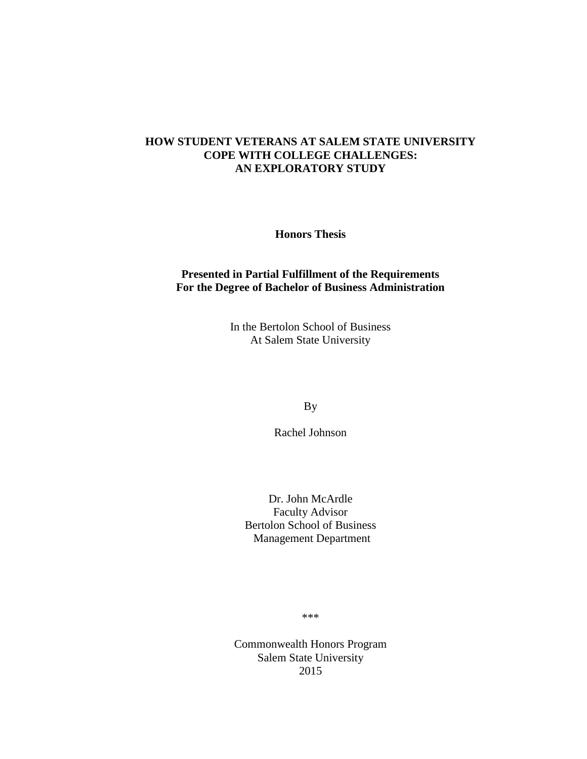# HOW STUDENT VETERANS AT SALEM STATE UNIVERSITY COPE WITH COLLEGE CHALLENGES: AN EXPLORATORY STUDY

**Honors Thesis**

**Presented in Partial Fulfillment of the Requirements For the Degree of Bachelor of Business Administration**

In the Bertolon School of Business
At Salem State University

By

Rachel Johnson

Dr. John McArdle
Faculty Advisor
Bertolon School of Business
Management Department

***

Commonwealth Honors Program
Salem State University
2015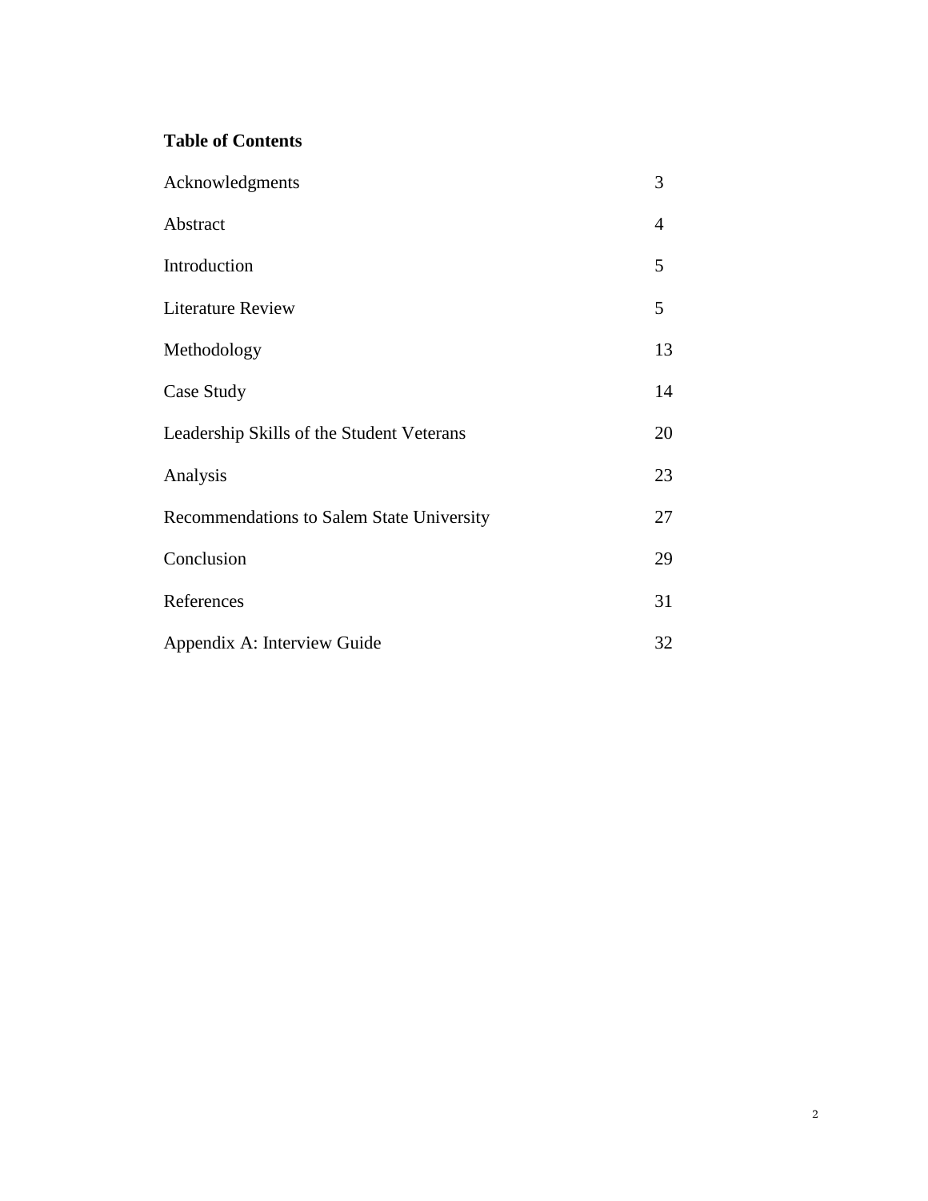**Table of Contents**

| | |
|---|---|
| Acknowledgments | 3 |
| Abstract | 4 |
| Introduction | 5 |
| Literature Review | 5 |
| Methodology | 13 |
| Case Study | 14 |
| Leadership Skills of the Student Veterans | 20 |
| Analysis | 23 |
| Recommendations to Salem State University | 27 |
| Conclusion | 29 |
| References | 31 |
| Appendix A: Interview Guide | 32 |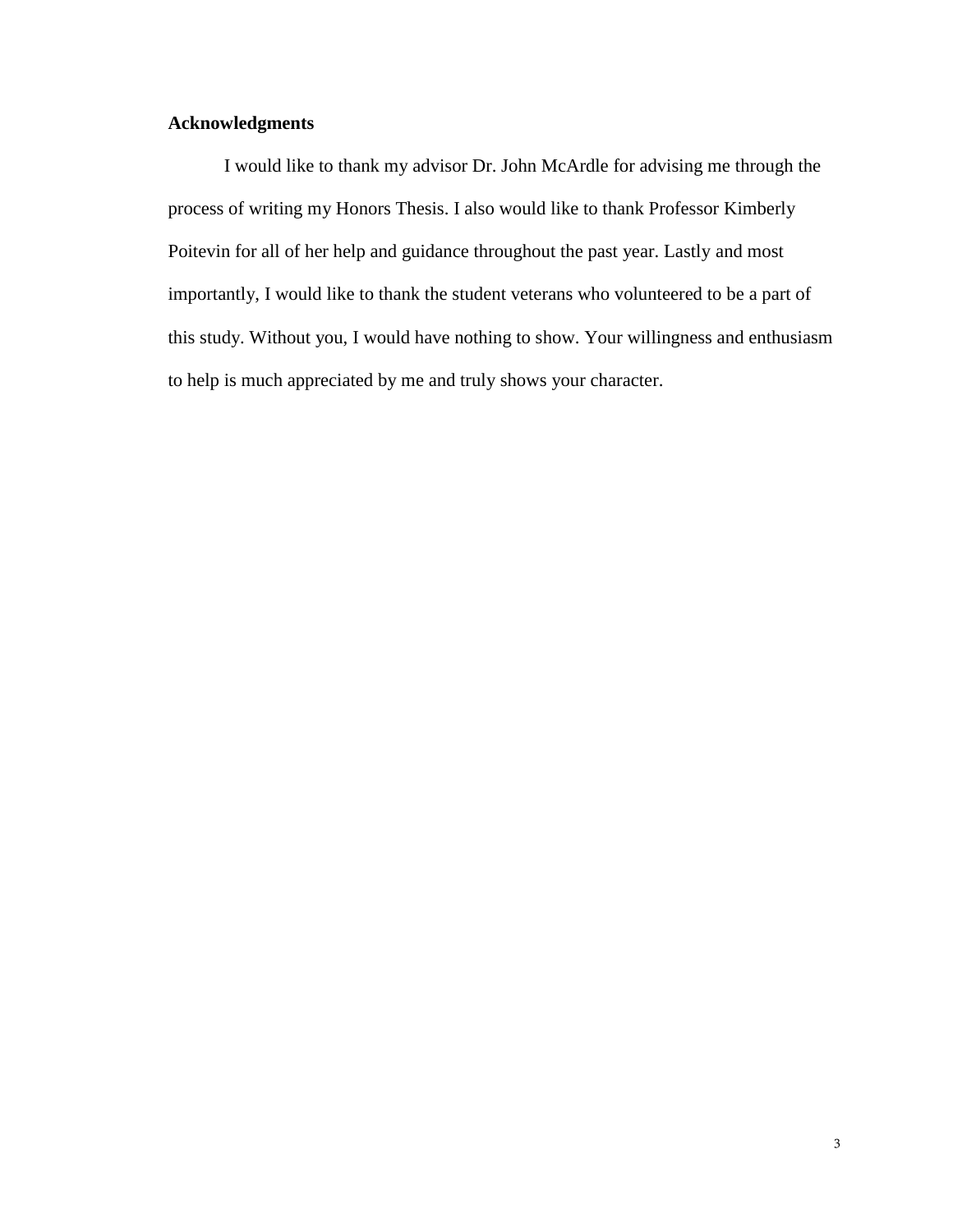## Acknowledgments

I would like to thank my advisor Dr. John McArdle for advising me through the process of writing my Honors Thesis. I also would like to thank Professor Kimberly Poitevin for all of her help and guidance throughout the past year. Lastly and most importantly, I would like to thank the student veterans who volunteered to be a part of this study. Without you, I would have nothing to show. Your willingness and enthusiasm to help is much appreciated by me and truly shows your character.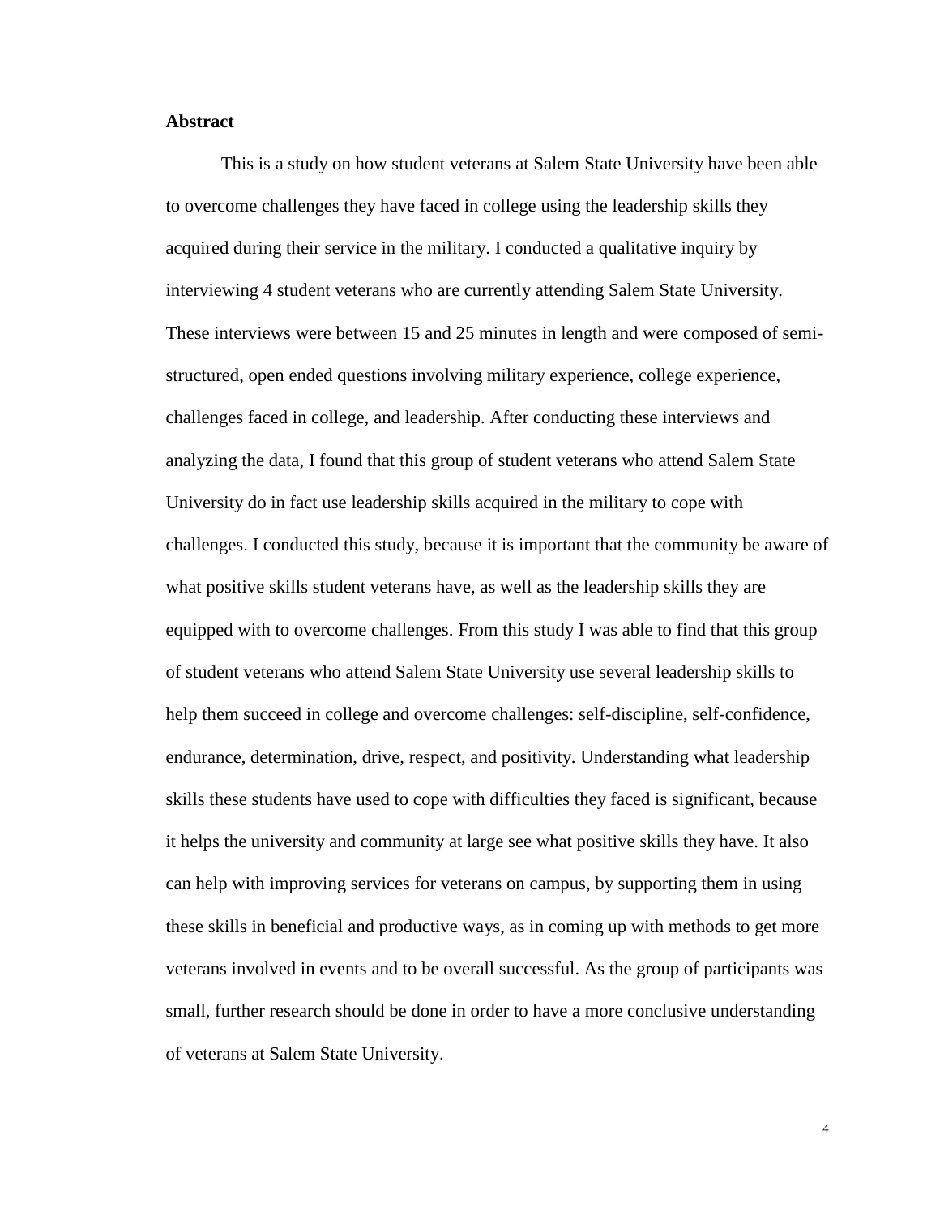## Abstract

This is a study on how student veterans at Salem State University have been able to overcome challenges they have faced in college using the leadership skills they acquired during their service in the military. I conducted a qualitative inquiry by interviewing 4 student veterans who are currently attending Salem State University. These interviews were between 15 and 25 minutes in length and were composed of semi-structured, open ended questions involving military experience, college experience, challenges faced in college, and leadership. After conducting these interviews and analyzing the data, I found that this group of student veterans who attend Salem State University do in fact use leadership skills acquired in the military to cope with challenges. I conducted this study, because it is important that the community be aware of what positive skills student veterans have, as well as the leadership skills they are equipped with to overcome challenges. From this study I was able to find that this group of student veterans who attend Salem State University use several leadership skills to help them succeed in college and overcome challenges: self-discipline, self-confidence, endurance, determination, drive, respect, and positivity. Understanding what leadership skills these students have used to cope with difficulties they faced is significant, because it helps the university and community at large see what positive skills they have. It also can help with improving services for veterans on campus, by supporting them in using these skills in beneficial and productive ways, as in coming up with methods to get more veterans involved in events and to be overall successful. As the group of participants was small, further research should be done in order to have a more conclusive understanding of veterans at Salem State University.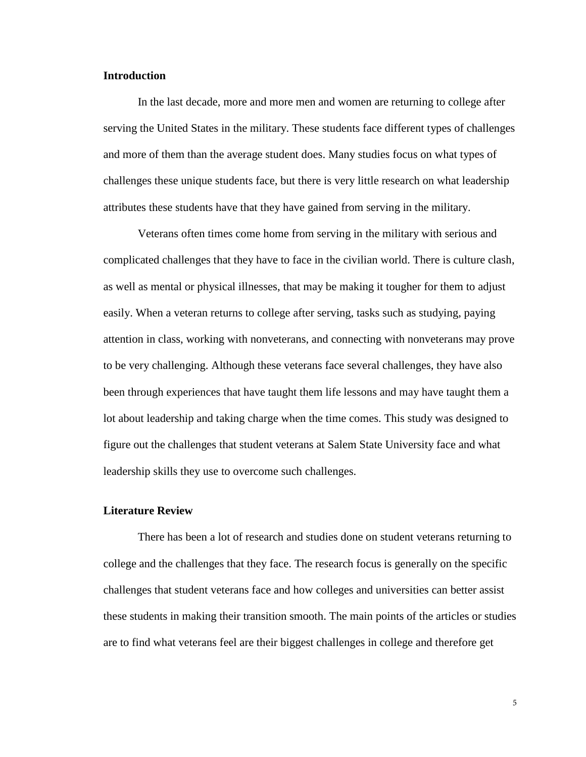## Introduction

In the last decade, more and more men and women are returning to college after serving the United States in the military. These students face different types of challenges and more of them than the average student does. Many studies focus on what types of challenges these unique students face, but there is very little research on what leadership attributes these students have that they have gained from serving in the military.

Veterans often times come home from serving in the military with serious and complicated challenges that they have to face in the civilian world. There is culture clash, as well as mental or physical illnesses, that may be making it tougher for them to adjust easily. When a veteran returns to college after serving, tasks such as studying, paying attention in class, working with nonveterans, and connecting with nonveterans may prove to be very challenging. Although these veterans face several challenges, they have also been through experiences that have taught them life lessons and may have taught them a lot about leadership and taking charge when the time comes. This study was designed to figure out the challenges that student veterans at Salem State University face and what leadership skills they use to overcome such challenges.

## Literature Review

There has been a lot of research and studies done on student veterans returning to college and the challenges that they face. The research focus is generally on the specific challenges that student veterans face and how colleges and universities can better assist these students in making their transition smooth. The main points of the articles or studies are to find what veterans feel are their biggest challenges in college and therefore get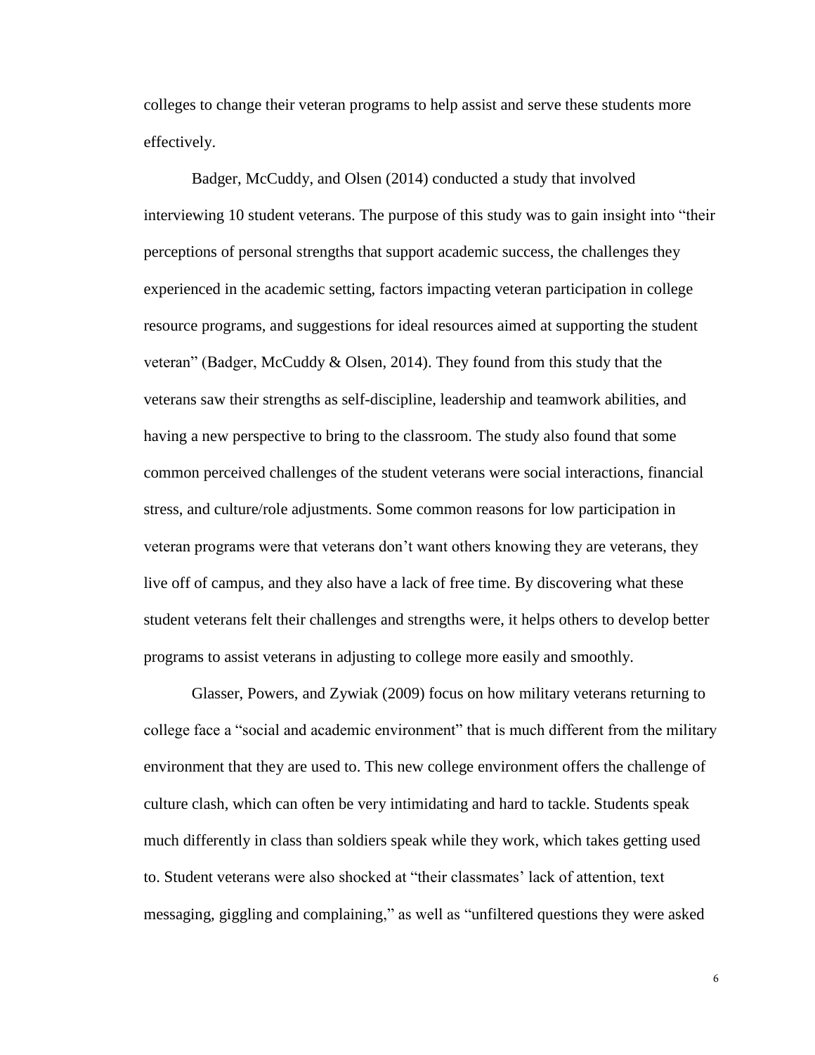colleges to change their veteran programs to help assist and serve these students more effectively.

Badger, McCuddy, and Olsen (2014) conducted a study that involved interviewing 10 student veterans. The purpose of this study was to gain insight into "their perceptions of personal strengths that support academic success, the challenges they experienced in the academic setting, factors impacting veteran participation in college resource programs, and suggestions for ideal resources aimed at supporting the student veteran" (Badger, McCuddy & Olsen, 2014). They found from this study that the veterans saw their strengths as self-discipline, leadership and teamwork abilities, and having a new perspective to bring to the classroom. The study also found that some common perceived challenges of the student veterans were social interactions, financial stress, and culture/role adjustments. Some common reasons for low participation in veteran programs were that veterans don't want others knowing they are veterans, they live off of campus, and they also have a lack of free time. By discovering what these student veterans felt their challenges and strengths were, it helps others to develop better programs to assist veterans in adjusting to college more easily and smoothly.

Glasser, Powers, and Zywiak (2009) focus on how military veterans returning to college face a "social and academic environment" that is much different from the military environment that they are used to. This new college environment offers the challenge of culture clash, which can often be very intimidating and hard to tackle. Students speak much differently in class than soldiers speak while they work, which takes getting used to. Student veterans were also shocked at "their classmates' lack of attention, text messaging, giggling and complaining," as well as "unfiltered questions they were asked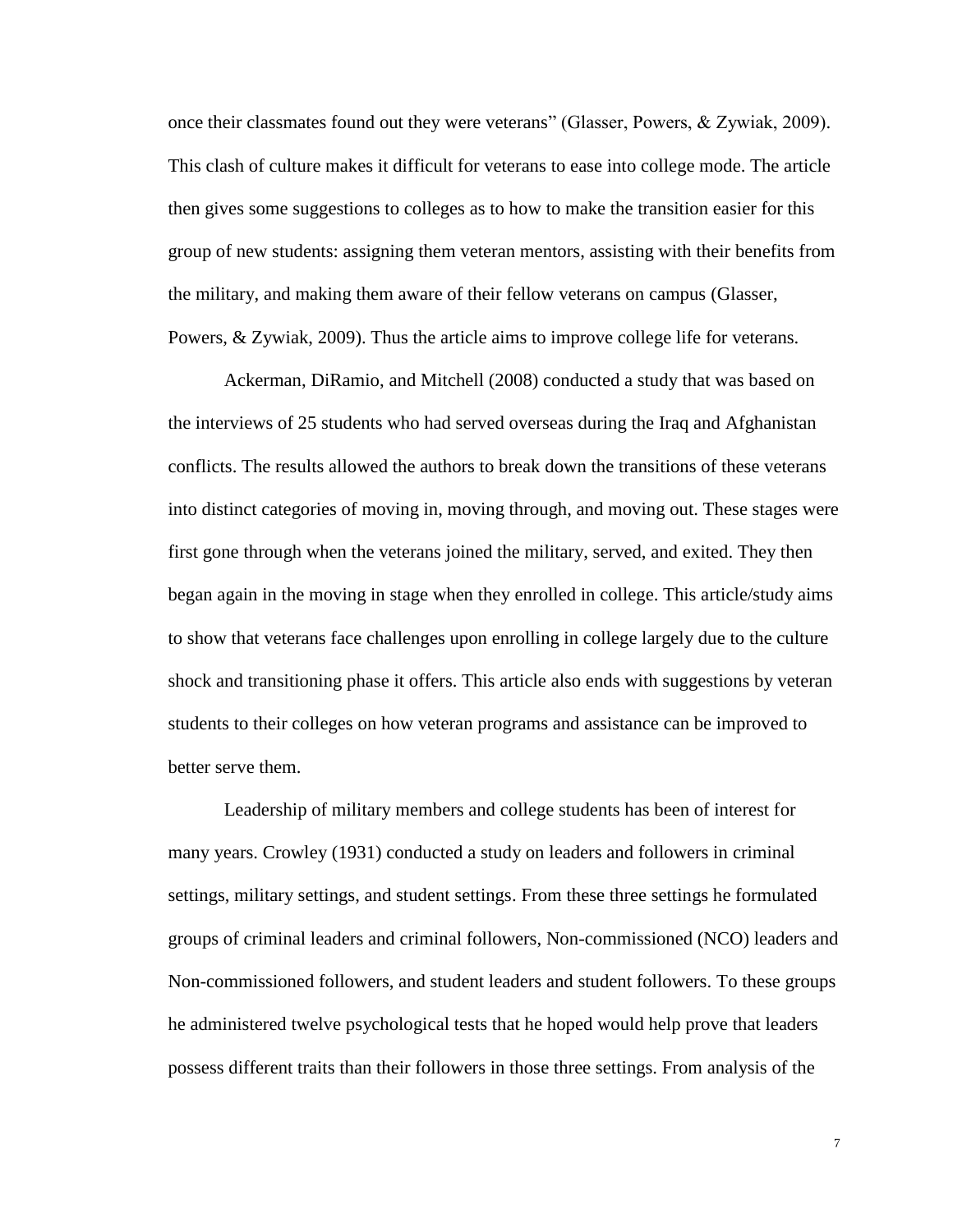once their classmates found out they were veterans" (Glasser, Powers, & Zywiak, 2009). This clash of culture makes it difficult for veterans to ease into college mode. The article then gives some suggestions to colleges as to how to make the transition easier for this group of new students: assigning them veteran mentors, assisting with their benefits from the military, and making them aware of their fellow veterans on campus (Glasser, Powers, & Zywiak, 2009). Thus the article aims to improve college life for veterans.

Ackerman, DiRamio, and Mitchell (2008) conducted a study that was based on the interviews of 25 students who had served overseas during the Iraq and Afghanistan conflicts. The results allowed the authors to break down the transitions of these veterans into distinct categories of moving in, moving through, and moving out. These stages were first gone through when the veterans joined the military, served, and exited. They then began again in the moving in stage when they enrolled in college. This article/study aims to show that veterans face challenges upon enrolling in college largely due to the culture shock and transitioning phase it offers. This article also ends with suggestions by veteran students to their colleges on how veteran programs and assistance can be improved to better serve them.

Leadership of military members and college students has been of interest for many years. Crowley (1931) conducted a study on leaders and followers in criminal settings, military settings, and student settings. From these three settings he formulated groups of criminal leaders and criminal followers, Non-commissioned (NCO) leaders and Non-commissioned followers, and student leaders and student followers. To these groups he administered twelve psychological tests that he hoped would help prove that leaders possess different traits than their followers in those three settings. From analysis of the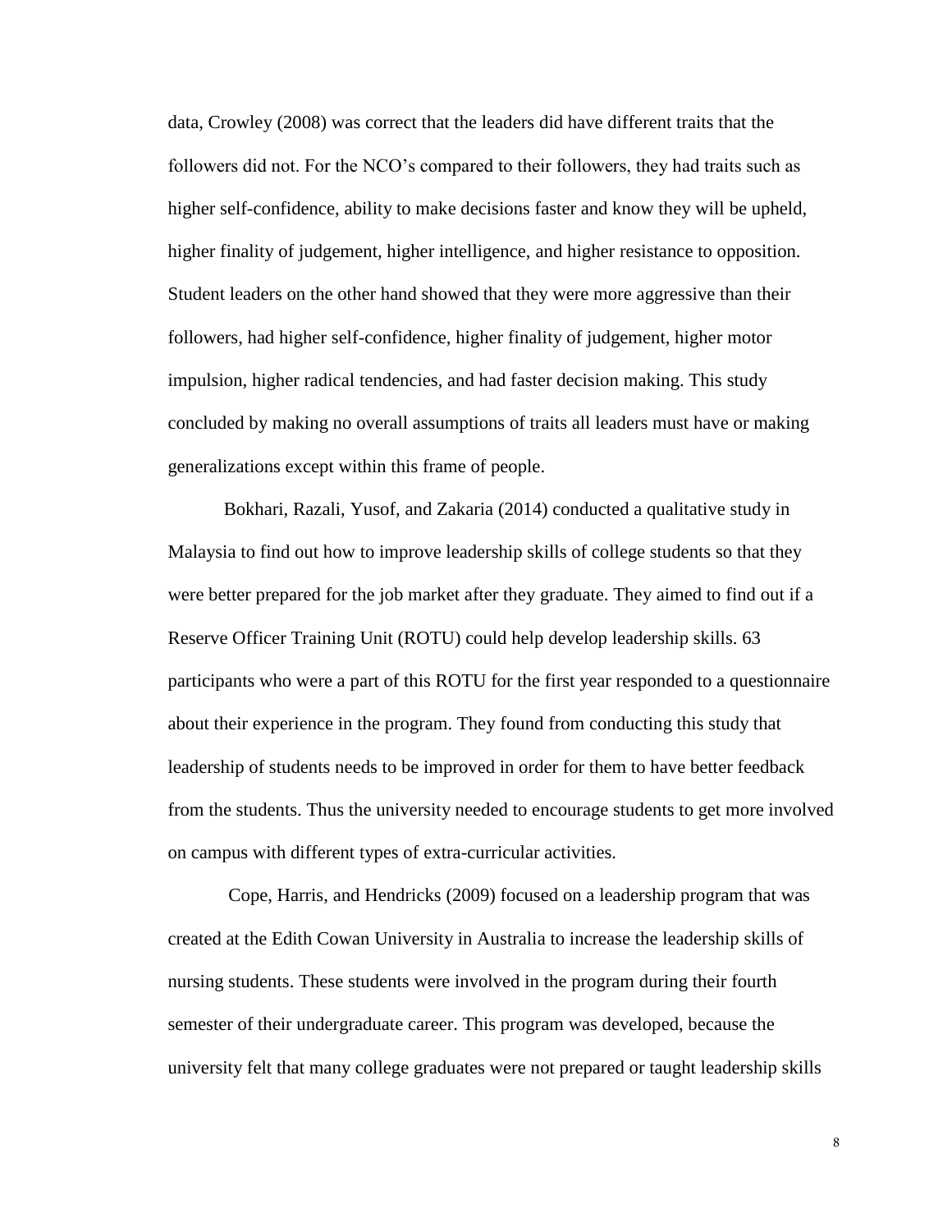data, Crowley (2008) was correct that the leaders did have different traits that the followers did not. For the NCO's compared to their followers, they had traits such as higher self-confidence, ability to make decisions faster and know they will be upheld, higher finality of judgement, higher intelligence, and higher resistance to opposition. Student leaders on the other hand showed that they were more aggressive than their followers, had higher self-confidence, higher finality of judgement, higher motor impulsion, higher radical tendencies, and had faster decision making. This study concluded by making no overall assumptions of traits all leaders must have or making generalizations except within this frame of people.

Bokhari, Razali, Yusof, and Zakaria (2014) conducted a qualitative study in Malaysia to find out how to improve leadership skills of college students so that they were better prepared for the job market after they graduate. They aimed to find out if a Reserve Officer Training Unit (ROTU) could help develop leadership skills. 63 participants who were a part of this ROTU for the first year responded to a questionnaire about their experience in the program. They found from conducting this study that leadership of students needs to be improved in order for them to have better feedback from the students. Thus the university needed to encourage students to get more involved on campus with different types of extra-curricular activities.

Cope, Harris, and Hendricks (2009) focused on a leadership program that was created at the Edith Cowan University in Australia to increase the leadership skills of nursing students. These students were involved in the program during their fourth semester of their undergraduate career. This program was developed, because the university felt that many college graduates were not prepared or taught leadership skills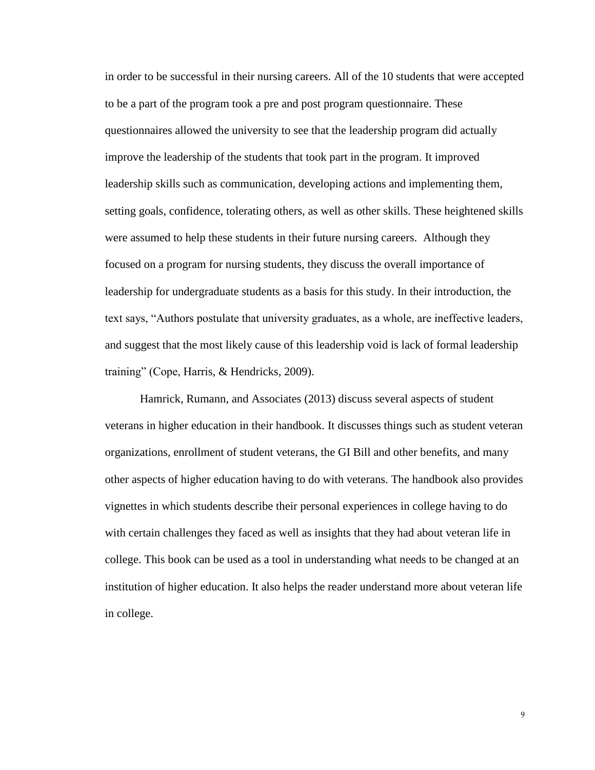in order to be successful in their nursing careers. All of the 10 students that were accepted to be a part of the program took a pre and post program questionnaire. These questionnaires allowed the university to see that the leadership program did actually improve the leadership of the students that took part in the program. It improved leadership skills such as communication, developing actions and implementing them, setting goals, confidence, tolerating others, as well as other skills. These heightened skills were assumed to help these students in their future nursing careers. Although they focused on a program for nursing students, they discuss the overall importance of leadership for undergraduate students as a basis for this study. In their introduction, the text says, "Authors postulate that university graduates, as a whole, are ineffective leaders, and suggest that the most likely cause of this leadership void is lack of formal leadership training" (Cope, Harris, & Hendricks, 2009).

Hamrick, Rumann, and Associates (2013) discuss several aspects of student veterans in higher education in their handbook. It discusses things such as student veteran organizations, enrollment of student veterans, the GI Bill and other benefits, and many other aspects of higher education having to do with veterans. The handbook also provides vignettes in which students describe their personal experiences in college having to do with certain challenges they faced as well as insights that they had about veteran life in college. This book can be used as a tool in understanding what needs to be changed at an institution of higher education. It also helps the reader understand more about veteran life in college.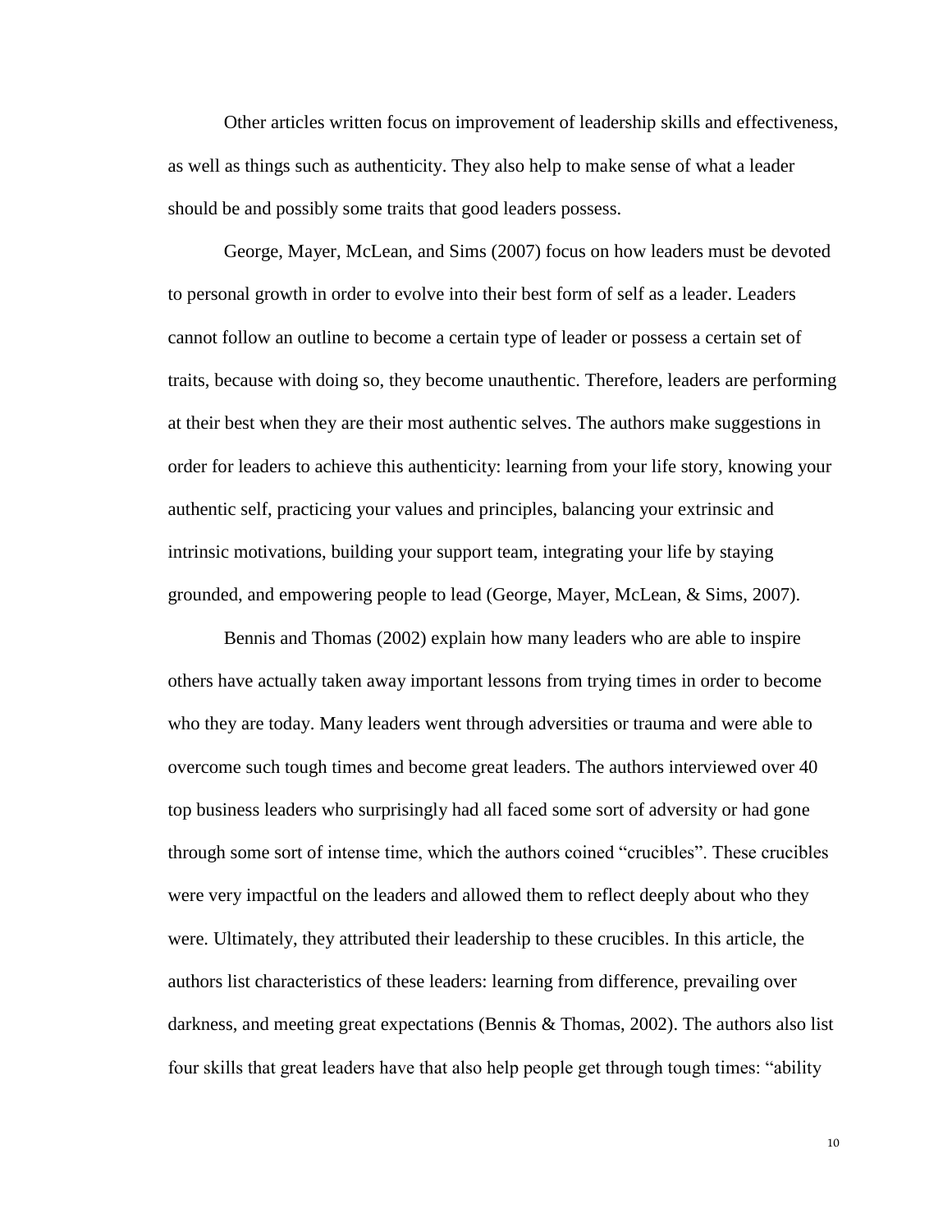Other articles written focus on improvement of leadership skills and effectiveness, as well as things such as authenticity. They also help to make sense of what a leader should be and possibly some traits that good leaders possess.

George, Mayer, McLean, and Sims (2007) focus on how leaders must be devoted to personal growth in order to evolve into their best form of self as a leader. Leaders cannot follow an outline to become a certain type of leader or possess a certain set of traits, because with doing so, they become unauthentic. Therefore, leaders are performing at their best when they are their most authentic selves. The authors make suggestions in order for leaders to achieve this authenticity: learning from your life story, knowing your authentic self, practicing your values and principles, balancing your extrinsic and intrinsic motivations, building your support team, integrating your life by staying grounded, and empowering people to lead (George, Mayer, McLean, & Sims, 2007).

Bennis and Thomas (2002) explain how many leaders who are able to inspire others have actually taken away important lessons from trying times in order to become who they are today. Many leaders went through adversities or trauma and were able to overcome such tough times and become great leaders. The authors interviewed over 40 top business leaders who surprisingly had all faced some sort of adversity or had gone through some sort of intense time, which the authors coined "crucibles". These crucibles were very impactful on the leaders and allowed them to reflect deeply about who they were. Ultimately, they attributed their leadership to these crucibles. In this article, the authors list characteristics of these leaders: learning from difference, prevailing over darkness, and meeting great expectations (Bennis & Thomas, 2002). The authors also list four skills that great leaders have that also help people get through tough times: "ability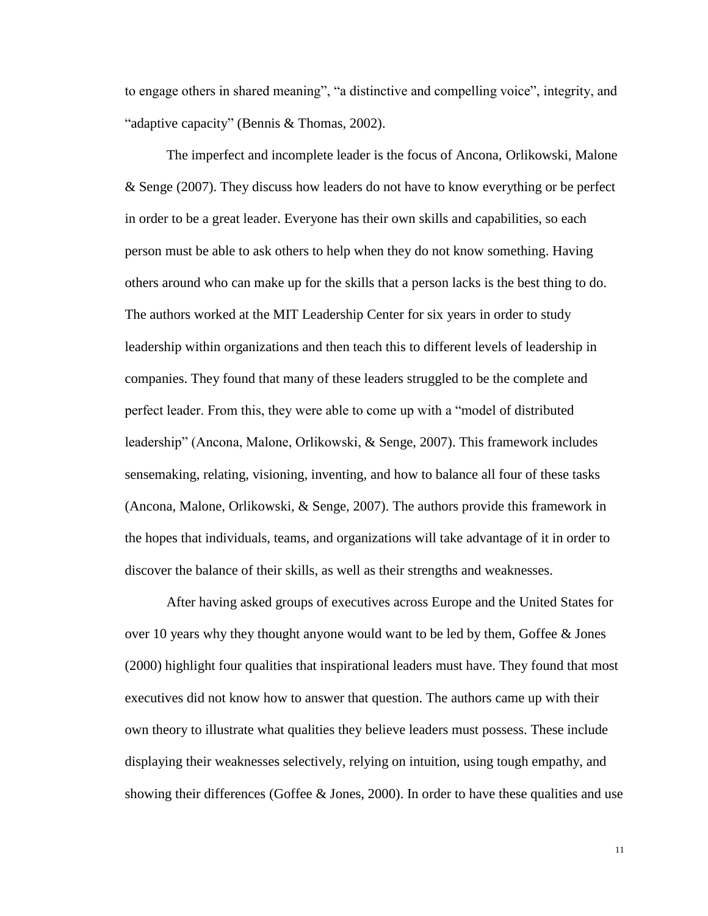to engage others in shared meaning", "a distinctive and compelling voice", integrity, and "adaptive capacity" (Bennis & Thomas, 2002).

The imperfect and incomplete leader is the focus of Ancona, Orlikowski, Malone & Senge (2007). They discuss how leaders do not have to know everything or be perfect in order to be a great leader. Everyone has their own skills and capabilities, so each person must be able to ask others to help when they do not know something. Having others around who can make up for the skills that a person lacks is the best thing to do. The authors worked at the MIT Leadership Center for six years in order to study leadership within organizations and then teach this to different levels of leadership in companies. They found that many of these leaders struggled to be the complete and perfect leader. From this, they were able to come up with a "model of distributed leadership" (Ancona, Malone, Orlikowski, & Senge, 2007). This framework includes sensemaking, relating, visioning, inventing, and how to balance all four of these tasks (Ancona, Malone, Orlikowski, & Senge, 2007). The authors provide this framework in the hopes that individuals, teams, and organizations will take advantage of it in order to discover the balance of their skills, as well as their strengths and weaknesses.

After having asked groups of executives across Europe and the United States for over 10 years why they thought anyone would want to be led by them, Goffee & Jones (2000) highlight four qualities that inspirational leaders must have. They found that most executives did not know how to answer that question. The authors came up with their own theory to illustrate what qualities they believe leaders must possess. These include displaying their weaknesses selectively, relying on intuition, using tough empathy, and showing their differences (Goffee & Jones, 2000). In order to have these qualities and use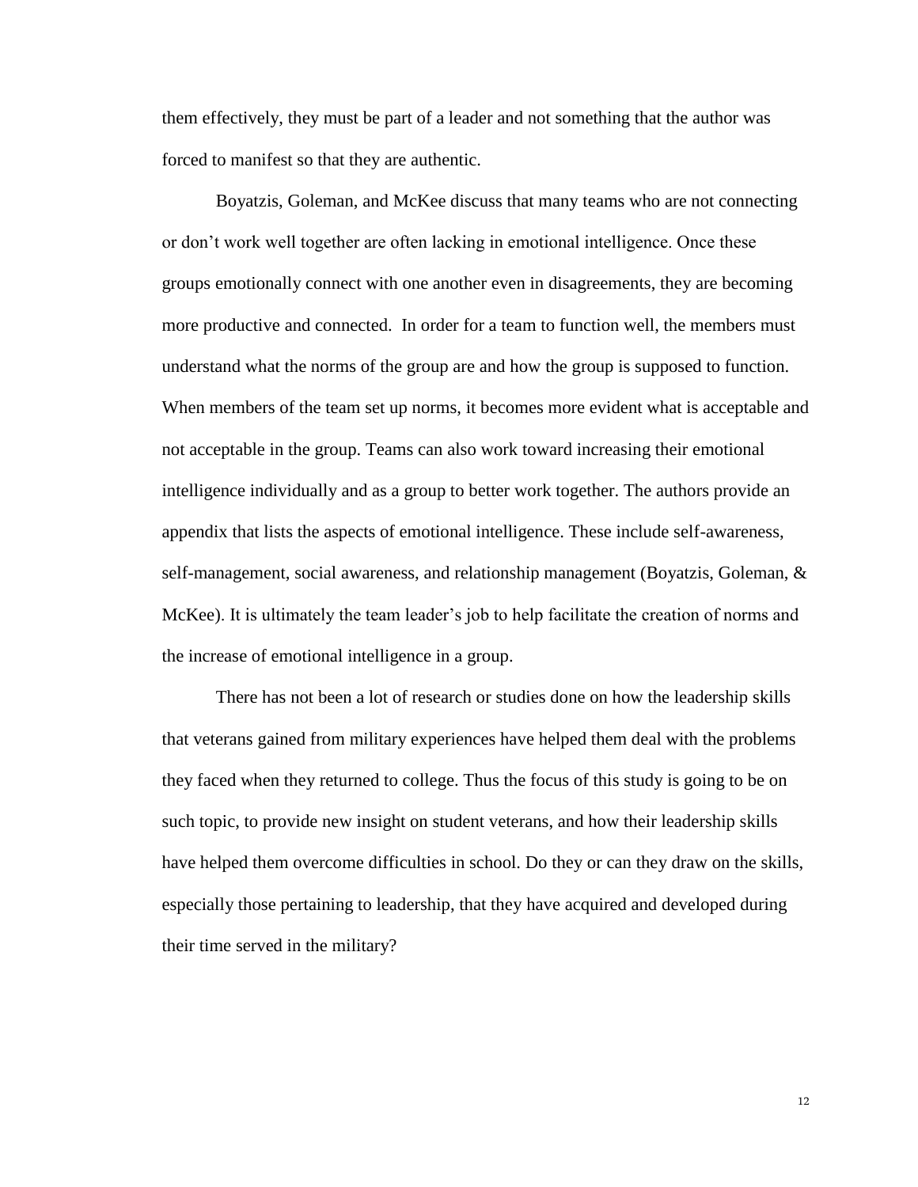them effectively, they must be part of a leader and not something that the author was forced to manifest so that they are authentic.

Boyatzis, Goleman, and McKee discuss that many teams who are not connecting or don't work well together are often lacking in emotional intelligence. Once these groups emotionally connect with one another even in disagreements, they are becoming more productive and connected. In order for a team to function well, the members must understand what the norms of the group are and how the group is supposed to function. When members of the team set up norms, it becomes more evident what is acceptable and not acceptable in the group. Teams can also work toward increasing their emotional intelligence individually and as a group to better work together. The authors provide an appendix that lists the aspects of emotional intelligence. These include self-awareness, self-management, social awareness, and relationship management (Boyatzis, Goleman, & McKee). It is ultimately the team leader's job to help facilitate the creation of norms and the increase of emotional intelligence in a group.

There has not been a lot of research or studies done on how the leadership skills that veterans gained from military experiences have helped them deal with the problems they faced when they returned to college. Thus the focus of this study is going to be on such topic, to provide new insight on student veterans, and how their leadership skills have helped them overcome difficulties in school. Do they or can they draw on the skills, especially those pertaining to leadership, that they have acquired and developed during their time served in the military?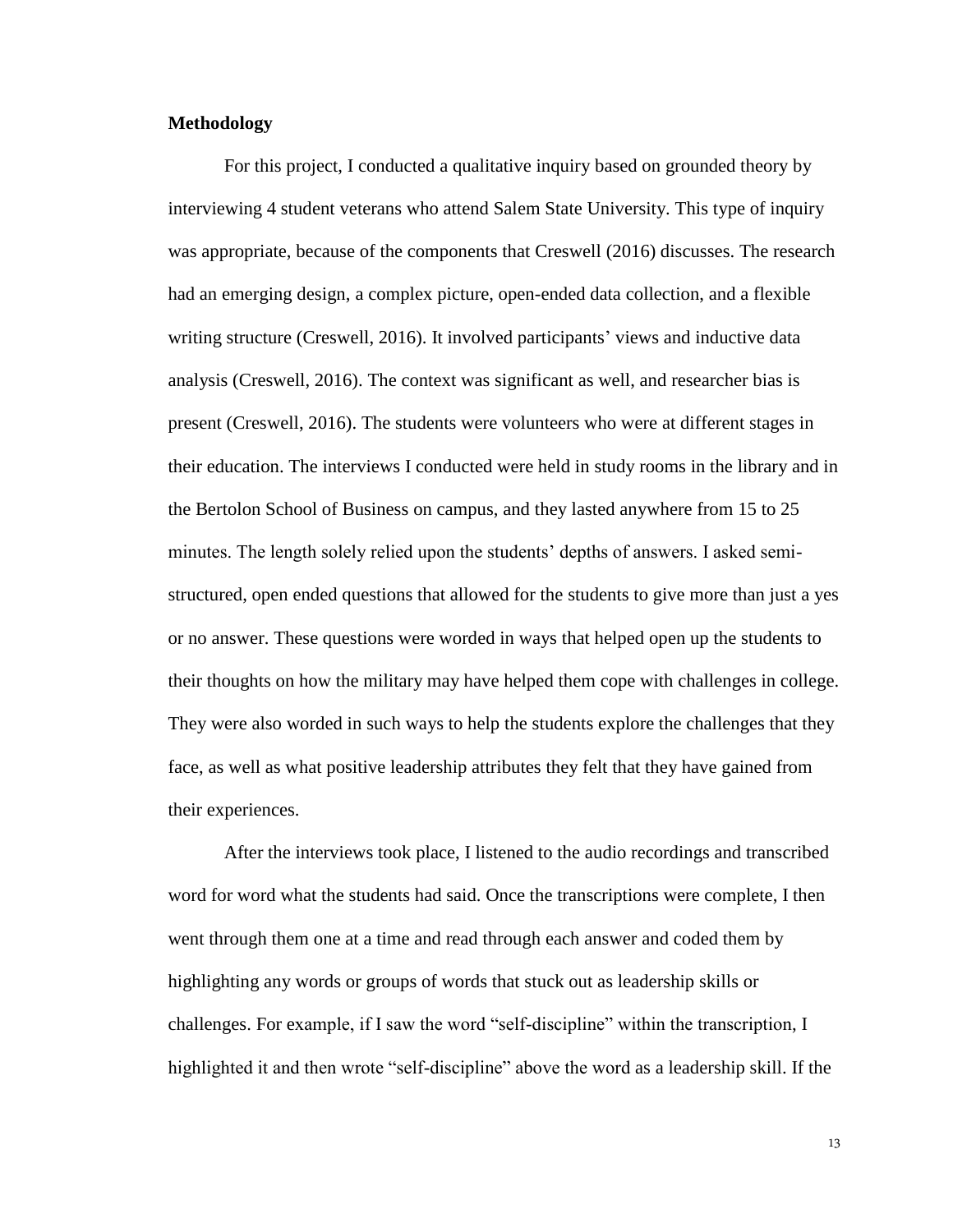**Methodology**

For this project, I conducted a qualitative inquiry based on grounded theory by interviewing 4 student veterans who attend Salem State University. This type of inquiry was appropriate, because of the components that Creswell (2016) discusses. The research had an emerging design, a complex picture, open-ended data collection, and a flexible writing structure (Creswell, 2016). It involved participants' views and inductive data analysis (Creswell, 2016). The context was significant as well, and researcher bias is present (Creswell, 2016). The students were volunteers who were at different stages in their education. The interviews I conducted were held in study rooms in the library and in the Bertolon School of Business on campus, and they lasted anywhere from 15 to 25 minutes. The length solely relied upon the students' depths of answers. I asked semi-structured, open ended questions that allowed for the students to give more than just a yes or no answer. These questions were worded in ways that helped open up the students to their thoughts on how the military may have helped them cope with challenges in college. They were also worded in such ways to help the students explore the challenges that they face, as well as what positive leadership attributes they felt that they have gained from their experiences.

After the interviews took place, I listened to the audio recordings and transcribed word for word what the students had said. Once the transcriptions were complete, I then went through them one at a time and read through each answer and coded them by highlighting any words or groups of words that stuck out as leadership skills or challenges. For example, if I saw the word "self-discipline" within the transcription, I highlighted it and then wrote "self-discipline" above the word as a leadership skill. If the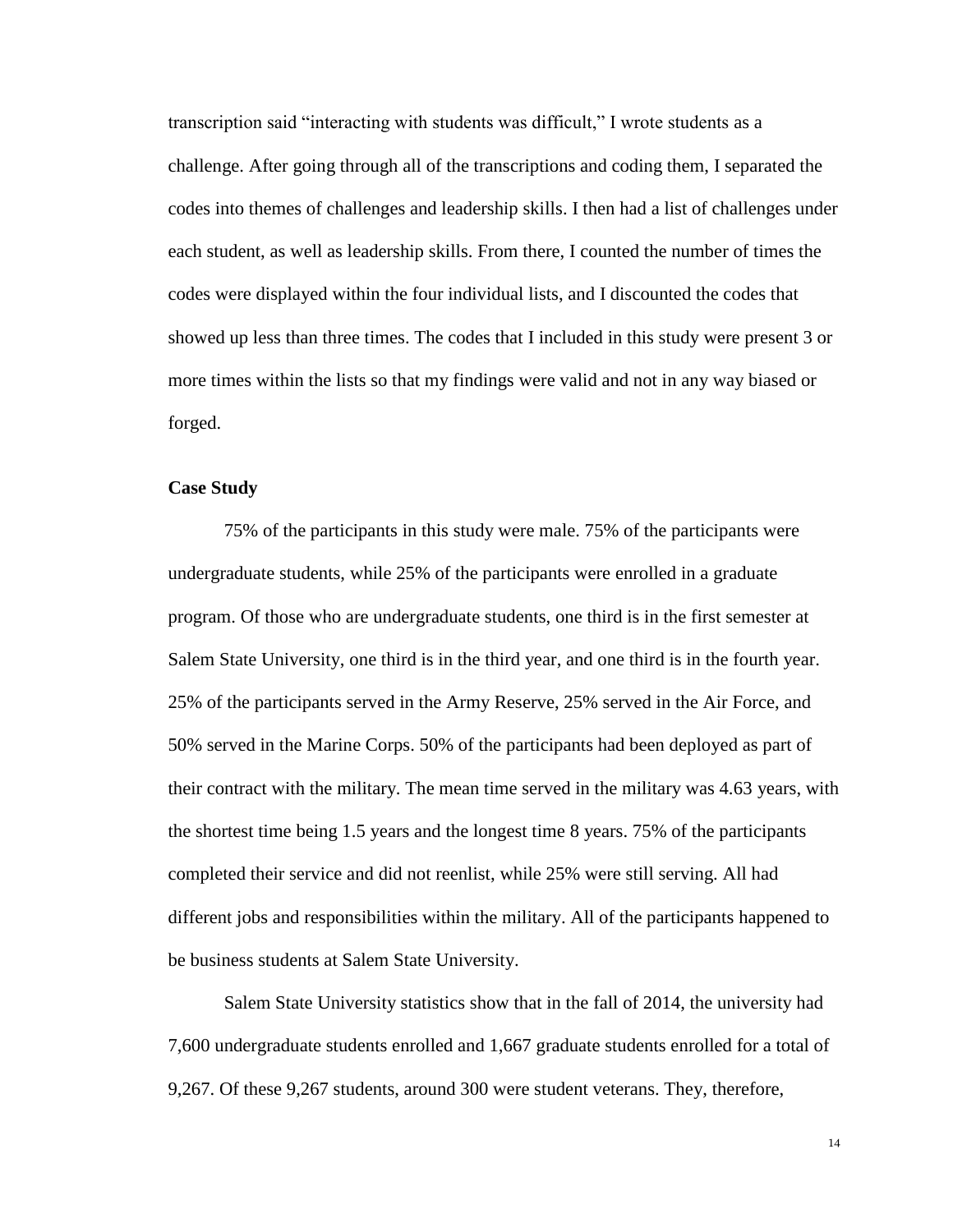transcription said "interacting with students was difficult," I wrote students as a challenge. After going through all of the transcriptions and coding them, I separated the codes into themes of challenges and leadership skills. I then had a list of challenges under each student, as well as leadership skills. From there, I counted the number of times the codes were displayed within the four individual lists, and I discounted the codes that showed up less than three times. The codes that I included in this study were present 3 or more times within the lists so that my findings were valid and not in any way biased or forged.

**Case Study**

75% of the participants in this study were male. 75% of the participants were undergraduate students, while 25% of the participants were enrolled in a graduate program. Of those who are undergraduate students, one third is in the first semester at Salem State University, one third is in the third year, and one third is in the fourth year. 25% of the participants served in the Army Reserve, 25% served in the Air Force, and 50% served in the Marine Corps. 50% of the participants had been deployed as part of their contract with the military. The mean time served in the military was 4.63 years, with the shortest time being 1.5 years and the longest time 8 years. 75% of the participants completed their service and did not reenlist, while 25% were still serving. All had different jobs and responsibilities within the military. All of the participants happened to be business students at Salem State University.

Salem State University statistics show that in the fall of 2014, the university had 7,600 undergraduate students enrolled and 1,667 graduate students enrolled for a total of 9,267. Of these 9,267 students, around 300 were student veterans. They, therefore,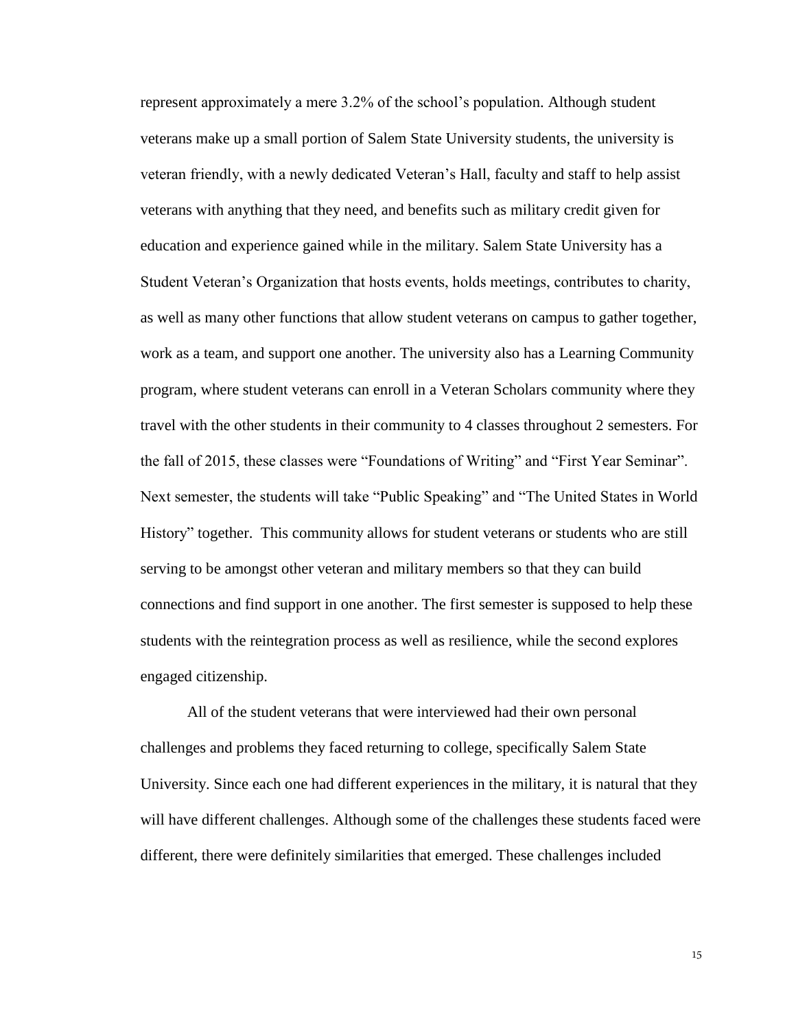represent approximately a mere 3.2% of the school's population. Although student veterans make up a small portion of Salem State University students, the university is veteran friendly, with a newly dedicated Veteran's Hall, faculty and staff to help assist veterans with anything that they need, and benefits such as military credit given for education and experience gained while in the military. Salem State University has a Student Veteran's Organization that hosts events, holds meetings, contributes to charity, as well as many other functions that allow student veterans on campus to gather together, work as a team, and support one another. The university also has a Learning Community program, where student veterans can enroll in a Veteran Scholars community where they travel with the other students in their community to 4 classes throughout 2 semesters. For the fall of 2015, these classes were "Foundations of Writing" and "First Year Seminar". Next semester, the students will take "Public Speaking" and "The United States in World History" together. This community allows for student veterans or students who are still serving to be amongst other veteran and military members so that they can build connections and find support in one another. The first semester is supposed to help these students with the reintegration process as well as resilience, while the second explores engaged citizenship.

All of the student veterans that were interviewed had their own personal challenges and problems they faced returning to college, specifically Salem State University. Since each one had different experiences in the military, it is natural that they will have different challenges. Although some of the challenges these students faced were different, there were definitely similarities that emerged. These challenges included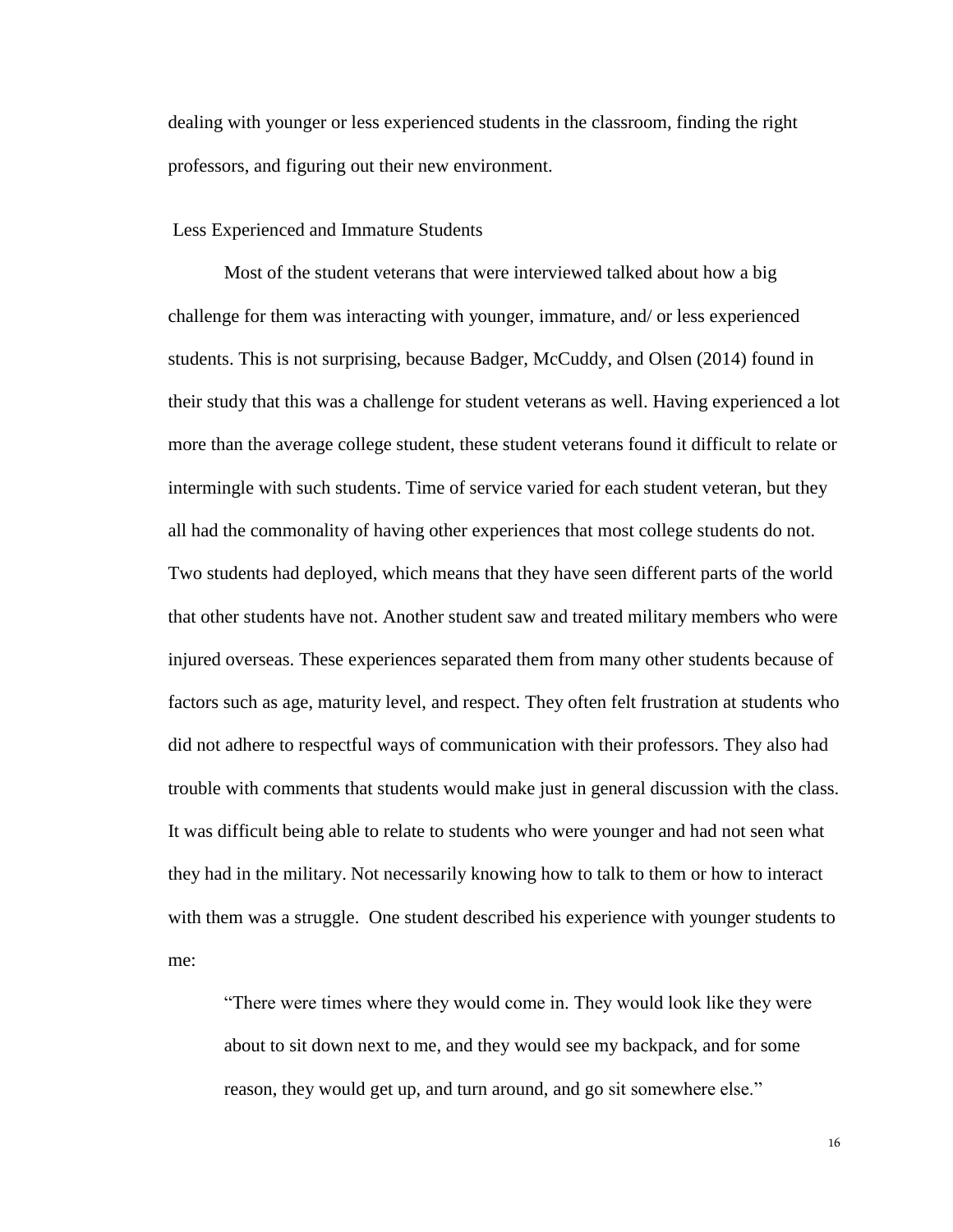dealing with younger or less experienced students in the classroom, finding the right professors, and figuring out their new environment.

### Less Experienced and Immature Students

Most of the student veterans that were interviewed talked about how a big challenge for them was interacting with younger, immature, and/ or less experienced students. This is not surprising, because Badger, McCuddy, and Olsen (2014) found in their study that this was a challenge for student veterans as well. Having experienced a lot more than the average college student, these student veterans found it difficult to relate or intermingle with such students. Time of service varied for each student veteran, but they all had the commonality of having other experiences that most college students do not. Two students had deployed, which means that they have seen different parts of the world that other students have not. Another student saw and treated military members who were injured overseas. These experiences separated them from many other students because of factors such as age, maturity level, and respect. They often felt frustration at students who did not adhere to respectful ways of communication with their professors. They also had trouble with comments that students would make just in general discussion with the class. It was difficult being able to relate to students who were younger and had not seen what they had in the military. Not necessarily knowing how to talk to them or how to interact with them was a struggle. One student described his experience with younger students to me:

> "There were times where they would come in. They would look like they were about to sit down next to me, and they would see my backpack, and for some reason, they would get up, and turn around, and go sit somewhere else."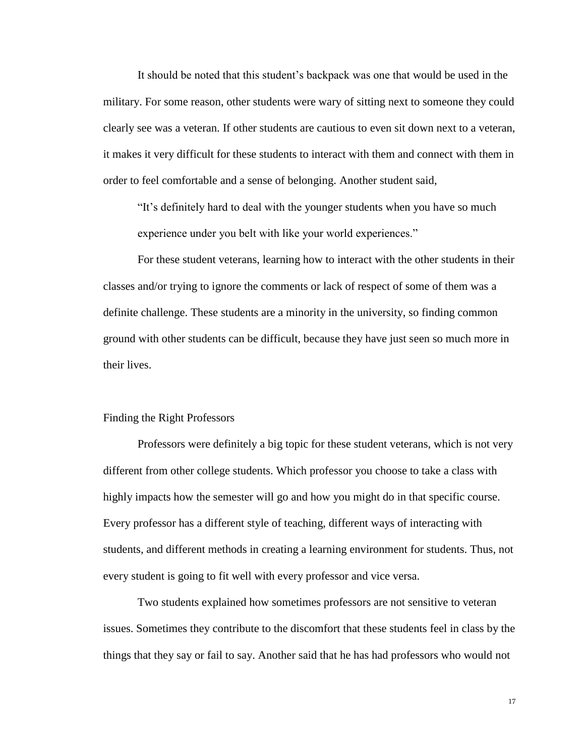It should be noted that this student's backpack was one that would be used in the military. For some reason, other students were wary of sitting next to someone they could clearly see was a veteran. If other students are cautious to even sit down next to a veteran, it makes it very difficult for these students to interact with them and connect with them in order to feel comfortable and a sense of belonging. Another student said,

> "It's definitely hard to deal with the younger students when you have so much experience under you belt with like your world experiences."

For these student veterans, learning how to interact with the other students in their classes and/or trying to ignore the comments or lack of respect of some of them was a definite challenge. These students are a minority in the university, so finding common ground with other students can be difficult, because they have just seen so much more in their lives.

### Finding the Right Professors

Professors were definitely a big topic for these student veterans, which is not very different from other college students. Which professor you choose to take a class with highly impacts how the semester will go and how you might do in that specific course. Every professor has a different style of teaching, different ways of interacting with students, and different methods in creating a learning environment for students. Thus, not every student is going to fit well with every professor and vice versa.

Two students explained how sometimes professors are not sensitive to veteran issues. Sometimes they contribute to the discomfort that these students feel in class by the things that they say or fail to say. Another said that he has had professors who would not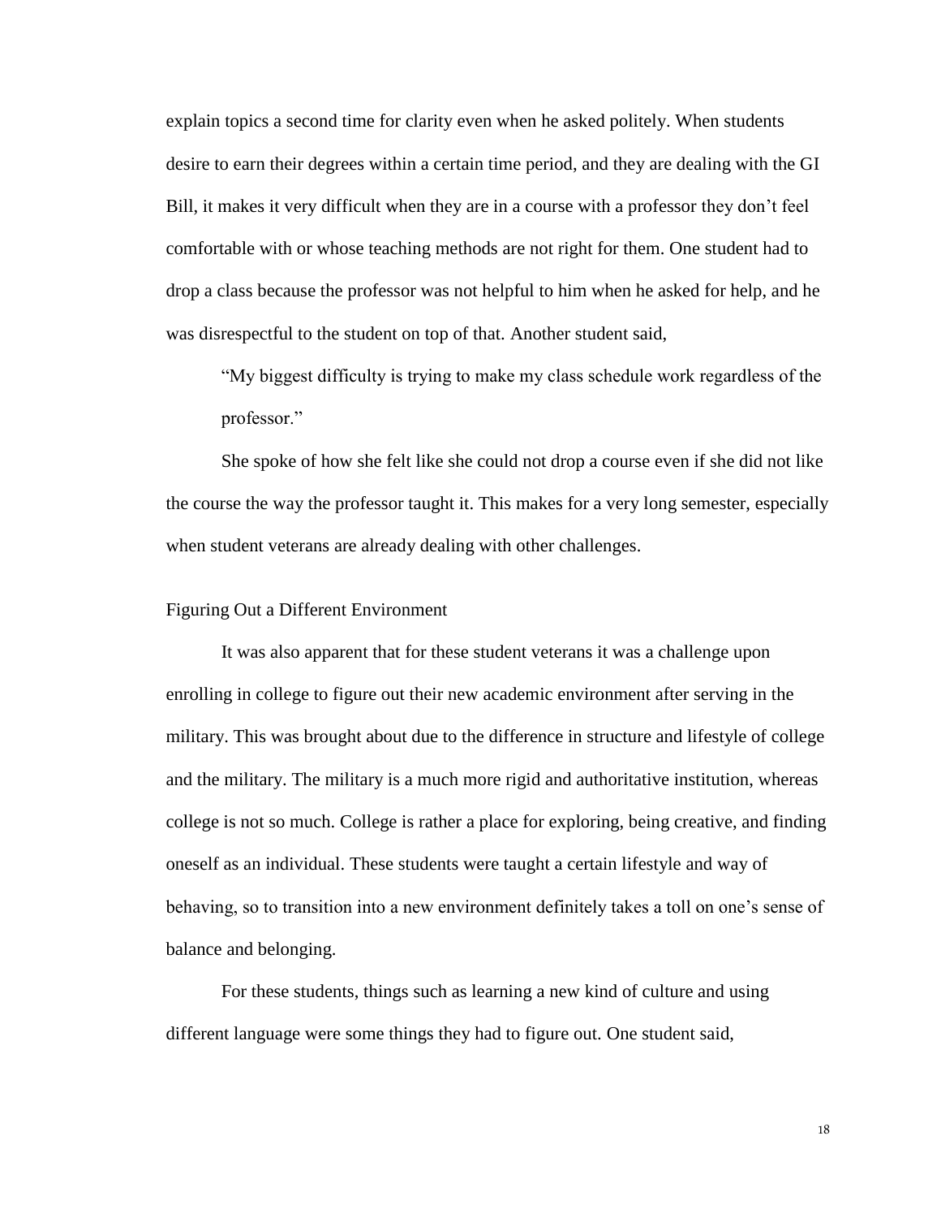explain topics a second time for clarity even when he asked politely. When students desire to earn their degrees within a certain time period, and they are dealing with the GI Bill, it makes it very difficult when they are in a course with a professor they don't feel comfortable with or whose teaching methods are not right for them. One student had to drop a class because the professor was not helpful to him when he asked for help, and he was disrespectful to the student on top of that. Another student said,

> "My biggest difficulty is trying to make my class schedule work regardless of the professor."

She spoke of how she felt like she could not drop a course even if she did not like the course the way the professor taught it. This makes for a very long semester, especially when student veterans are already dealing with other challenges.

## Figuring Out a Different Environment

It was also apparent that for these student veterans it was a challenge upon enrolling in college to figure out their new academic environment after serving in the military. This was brought about due to the difference in structure and lifestyle of college and the military. The military is a much more rigid and authoritative institution, whereas college is not so much. College is rather a place for exploring, being creative, and finding oneself as an individual. These students were taught a certain lifestyle and way of behaving, so to transition into a new environment definitely takes a toll on one's sense of balance and belonging.

For these students, things such as learning a new kind of culture and using different language were some things they had to figure out. One student said,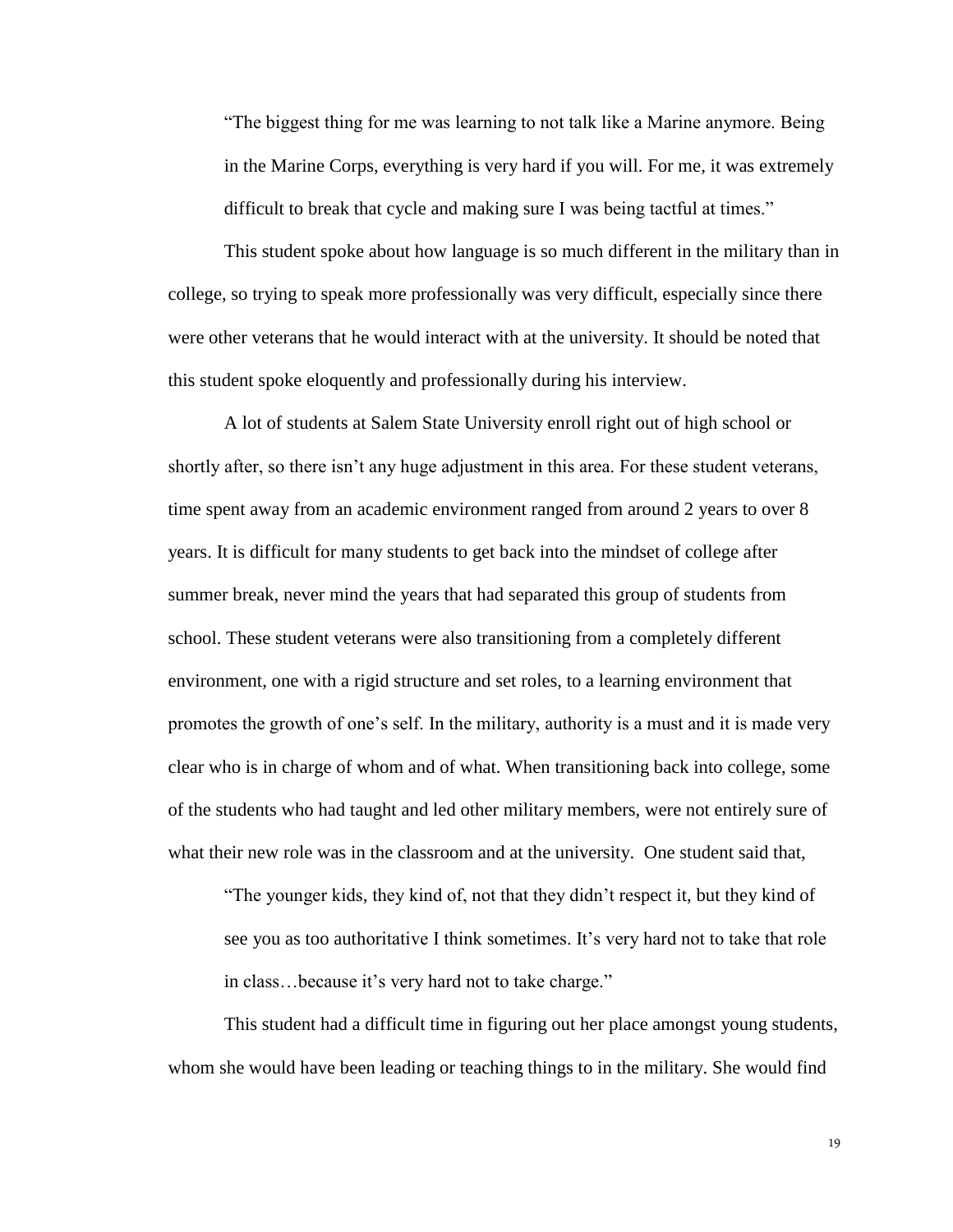> "The biggest thing for me was learning to not talk like a Marine anymore. Being in the Marine Corps, everything is very hard if you will. For me, it was extremely difficult to break that cycle and making sure I was being tactful at times."

This student spoke about how language is so much different in the military than in college, so trying to speak more professionally was very difficult, especially since there were other veterans that he would interact with at the university. It should be noted that this student spoke eloquently and professionally during his interview.

A lot of students at Salem State University enroll right out of high school or shortly after, so there isn't any huge adjustment in this area. For these student veterans, time spent away from an academic environment ranged from around 2 years to over 8 years. It is difficult for many students to get back into the mindset of college after summer break, never mind the years that had separated this group of students from school. These student veterans were also transitioning from a completely different environment, one with a rigid structure and set roles, to a learning environment that promotes the growth of one's self. In the military, authority is a must and it is made very clear who is in charge of whom and of what. When transitioning back into college, some of the students who had taught and led other military members, were not entirely sure of what their new role was in the classroom and at the university. One student said that,

> "The younger kids, they kind of, not that they didn't respect it, but they kind of see you as too authoritative I think sometimes. It's very hard not to take that role in class…because it's very hard not to take charge."

This student had a difficult time in figuring out her place amongst young students, whom she would have been leading or teaching things to in the military. She would find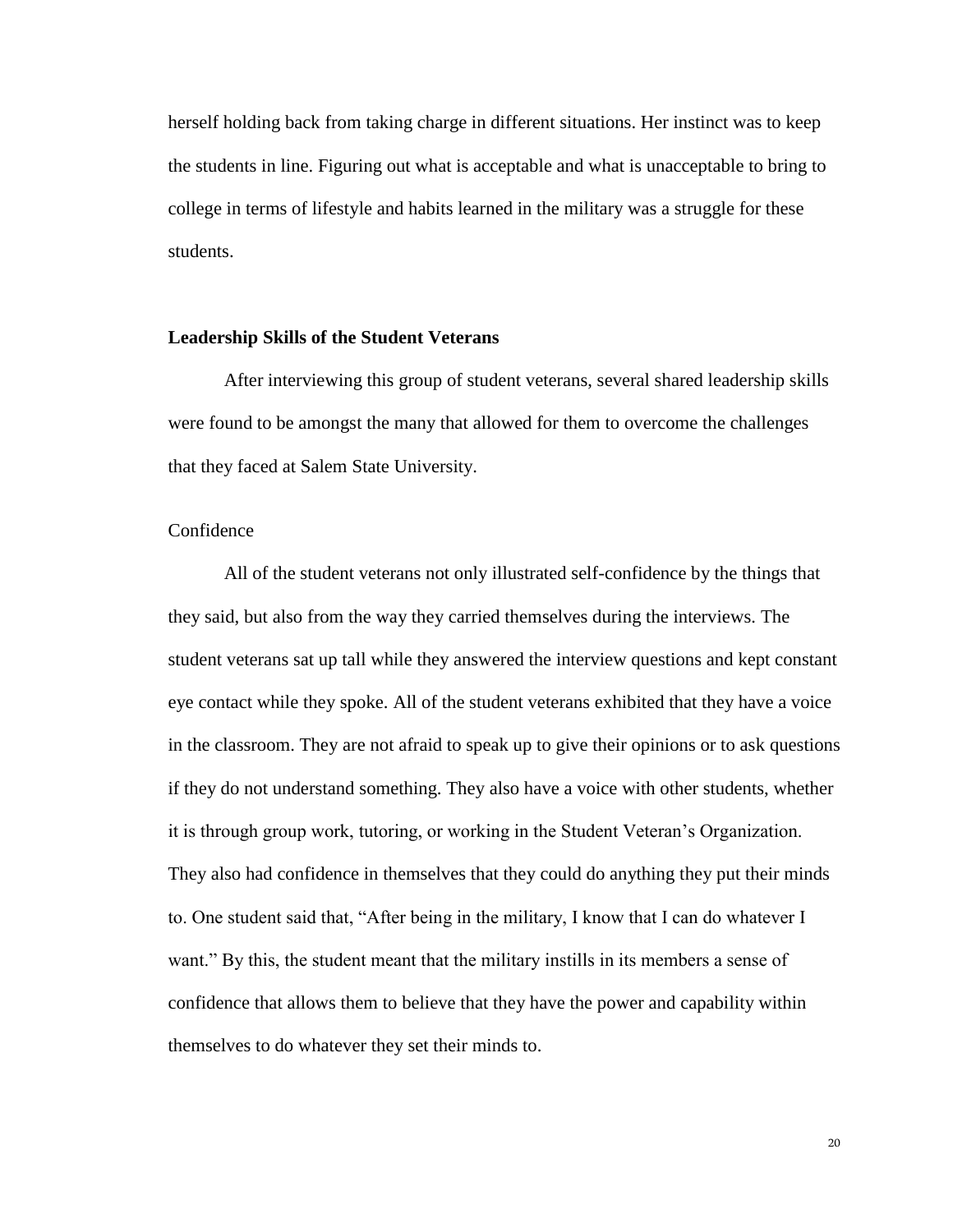herself holding back from taking charge in different situations. Her instinct was to keep the students in line. Figuring out what is acceptable and what is unacceptable to bring to college in terms of lifestyle and habits learned in the military was a struggle for these students.

## Leadership Skills of the Student Veterans

After interviewing this group of student veterans, several shared leadership skills were found to be amongst the many that allowed for them to overcome the challenges that they faced at Salem State University.

### Confidence

All of the student veterans not only illustrated self-confidence by the things that they said, but also from the way they carried themselves during the interviews. The student veterans sat up tall while they answered the interview questions and kept constant eye contact while they spoke. All of the student veterans exhibited that they have a voice in the classroom. They are not afraid to speak up to give their opinions or to ask questions if they do not understand something. They also have a voice with other students, whether it is through group work, tutoring, or working in the Student Veteran's Organization. They also had confidence in themselves that they could do anything they put their minds to. One student said that, "After being in the military, I know that I can do whatever I want." By this, the student meant that the military instills in its members a sense of confidence that allows them to believe that they have the power and capability within themselves to do whatever they set their minds to.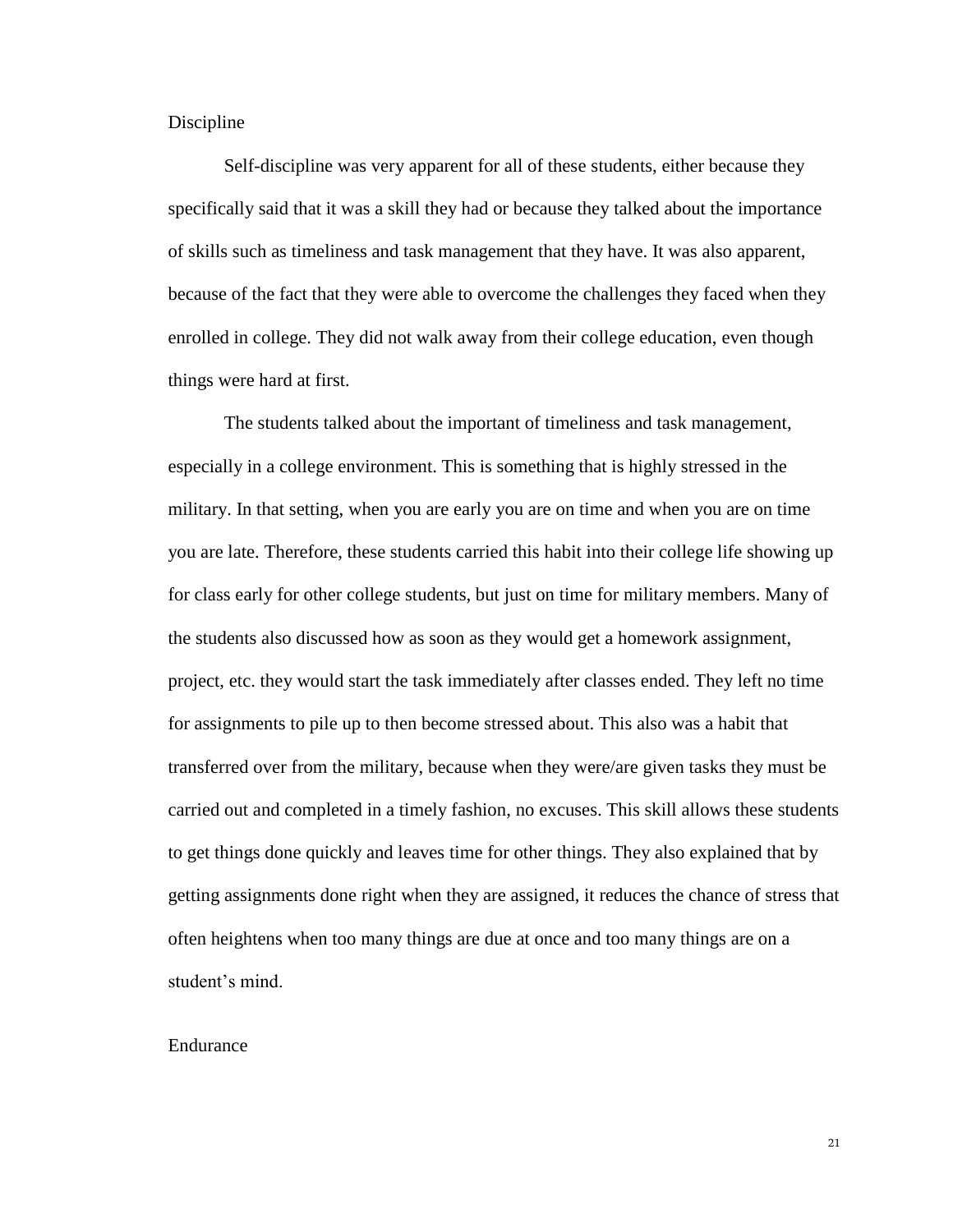### Discipline

Self-discipline was very apparent for all of these students, either because they specifically said that it was a skill they had or because they talked about the importance of skills such as timeliness and task management that they have. It was also apparent, because of the fact that they were able to overcome the challenges they faced when they enrolled in college. They did not walk away from their college education, even though things were hard at first.

The students talked about the important of timeliness and task management, especially in a college environment. This is something that is highly stressed in the military. In that setting, when you are early you are on time and when you are on time you are late. Therefore, these students carried this habit into their college life showing up for class early for other college students, but just on time for military members. Many of the students also discussed how as soon as they would get a homework assignment, project, etc. they would start the task immediately after classes ended. They left no time for assignments to pile up to then become stressed about. This also was a habit that transferred over from the military, because when they were/are given tasks they must be carried out and completed in a timely fashion, no excuses. This skill allows these students to get things done quickly and leaves time for other things. They also explained that by getting assignments done right when they are assigned, it reduces the chance of stress that often heightens when too many things are due at once and too many things are on a student's mind.

### Endurance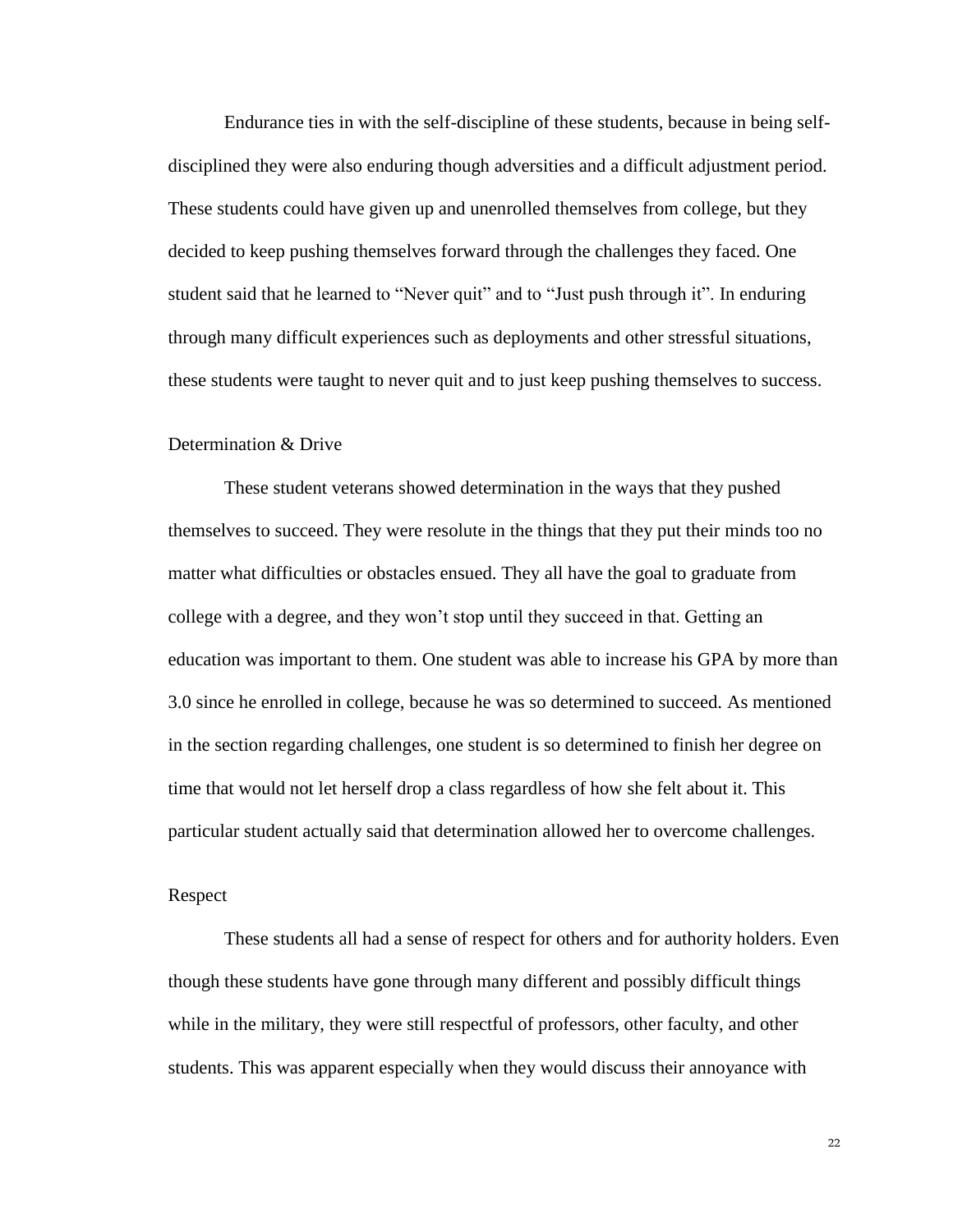Endurance ties in with the self-discipline of these students, because in being self-disciplined they were also enduring though adversities and a difficult adjustment period. These students could have given up and unenrolled themselves from college, but they decided to keep pushing themselves forward through the challenges they faced. One student said that he learned to "Never quit" and to "Just push through it". In enduring through many difficult experiences such as deployments and other stressful situations, these students were taught to never quit and to just keep pushing themselves to success.

### Determination & Drive

These student veterans showed determination in the ways that they pushed themselves to succeed. They were resolute in the things that they put their minds too no matter what difficulties or obstacles ensued. They all have the goal to graduate from college with a degree, and they won't stop until they succeed in that. Getting an education was important to them. One student was able to increase his GPA by more than 3.0 since he enrolled in college, because he was so determined to succeed. As mentioned in the section regarding challenges, one student is so determined to finish her degree on time that would not let herself drop a class regardless of how she felt about it. This particular student actually said that determination allowed her to overcome challenges.

### Respect

These students all had a sense of respect for others and for authority holders. Even though these students have gone through many different and possibly difficult things while in the military, they were still respectful of professors, other faculty, and other students. This was apparent especially when they would discuss their annoyance with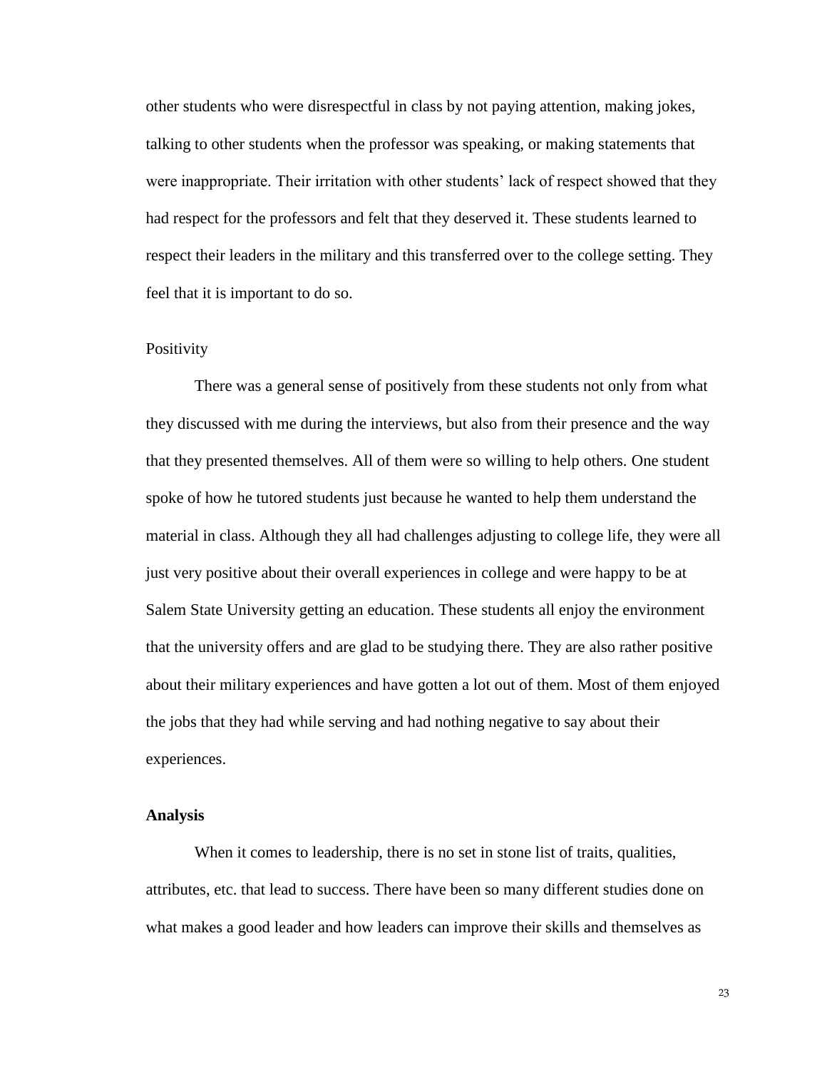other students who were disrespectful in class by not paying attention, making jokes, talking to other students when the professor was speaking, or making statements that were inappropriate. Their irritation with other students' lack of respect showed that they had respect for the professors and felt that they deserved it. These students learned to respect their leaders in the military and this transferred over to the college setting. They feel that it is important to do so.

### Positivity

There was a general sense of positively from these students not only from what they discussed with me during the interviews, but also from their presence and the way that they presented themselves. All of them were so willing to help others. One student spoke of how he tutored students just because he wanted to help them understand the material in class. Although they all had challenges adjusting to college life, they were all just very positive about their overall experiences in college and were happy to be at Salem State University getting an education. These students all enjoy the environment that the university offers and are glad to be studying there. They are also rather positive about their military experiences and have gotten a lot out of them. Most of them enjoyed the jobs that they had while serving and had nothing negative to say about their experiences.

## Analysis

When it comes to leadership, there is no set in stone list of traits, qualities, attributes, etc. that lead to success. There have been so many different studies done on what makes a good leader and how leaders can improve their skills and themselves as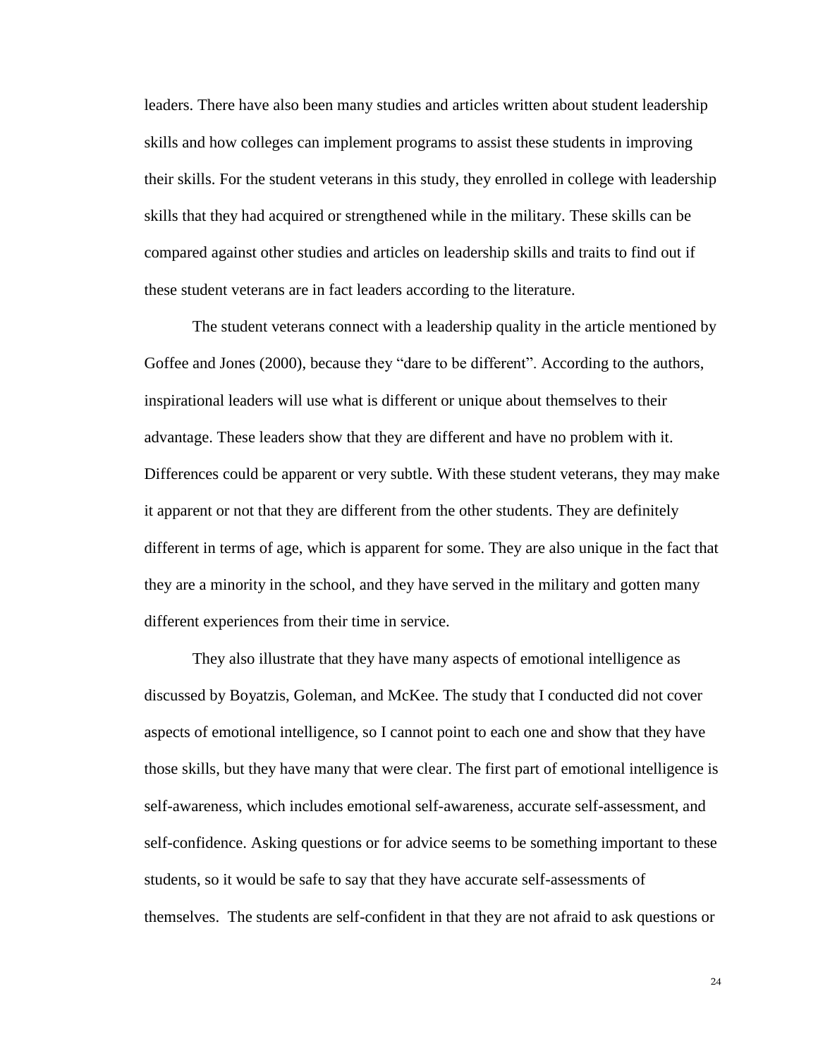leaders. There have also been many studies and articles written about student leadership skills and how colleges can implement programs to assist these students in improving their skills. For the student veterans in this study, they enrolled in college with leadership skills that they had acquired or strengthened while in the military. These skills can be compared against other studies and articles on leadership skills and traits to find out if these student veterans are in fact leaders according to the literature.

The student veterans connect with a leadership quality in the article mentioned by Goffee and Jones (2000), because they "dare to be different". According to the authors, inspirational leaders will use what is different or unique about themselves to their advantage. These leaders show that they are different and have no problem with it. Differences could be apparent or very subtle. With these student veterans, they may make it apparent or not that they are different from the other students. They are definitely different in terms of age, which is apparent for some. They are also unique in the fact that they are a minority in the school, and they have served in the military and gotten many different experiences from their time in service.

They also illustrate that they have many aspects of emotional intelligence as discussed by Boyatzis, Goleman, and McKee. The study that I conducted did not cover aspects of emotional intelligence, so I cannot point to each one and show that they have those skills, but they have many that were clear. The first part of emotional intelligence is self-awareness, which includes emotional self-awareness, accurate self-assessment, and self-confidence. Asking questions or for advice seems to be something important to these students, so it would be safe to say that they have accurate self-assessments of themselves. The students are self-confident in that they are not afraid to ask questions or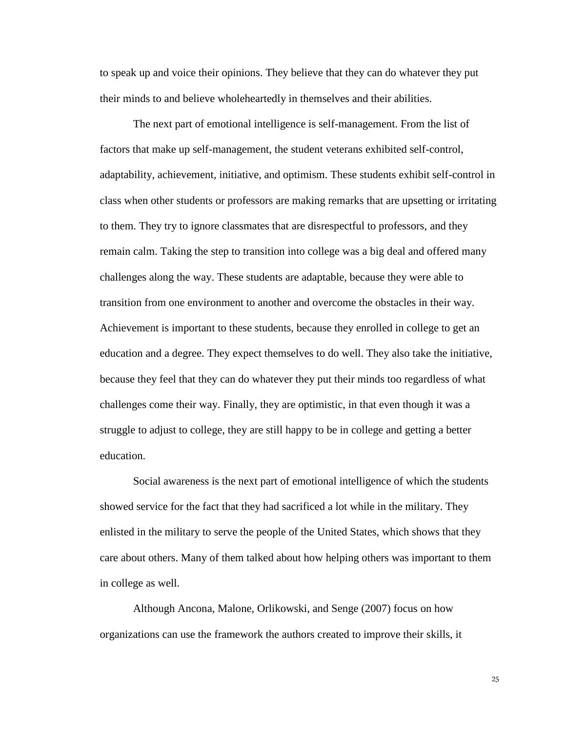to speak up and voice their opinions. They believe that they can do whatever they put their minds to and believe wholeheartedly in themselves and their abilities.

The next part of emotional intelligence is self-management. From the list of factors that make up self-management, the student veterans exhibited self-control, adaptability, achievement, initiative, and optimism. These students exhibit self-control in class when other students or professors are making remarks that are upsetting or irritating to them. They try to ignore classmates that are disrespectful to professors, and they remain calm. Taking the step to transition into college was a big deal and offered many challenges along the way. These students are adaptable, because they were able to transition from one environment to another and overcome the obstacles in their way. Achievement is important to these students, because they enrolled in college to get an education and a degree. They expect themselves to do well. They also take the initiative, because they feel that they can do whatever they put their minds too regardless of what challenges come their way. Finally, they are optimistic, in that even though it was a struggle to adjust to college, they are still happy to be in college and getting a better education.

Social awareness is the next part of emotional intelligence of which the students showed service for the fact that they had sacrificed a lot while in the military. They enlisted in the military to serve the people of the United States, which shows that they care about others. Many of them talked about how helping others was important to them in college as well.

Although Ancona, Malone, Orlikowski, and Senge (2007) focus on how organizations can use the framework the authors created to improve their skills, it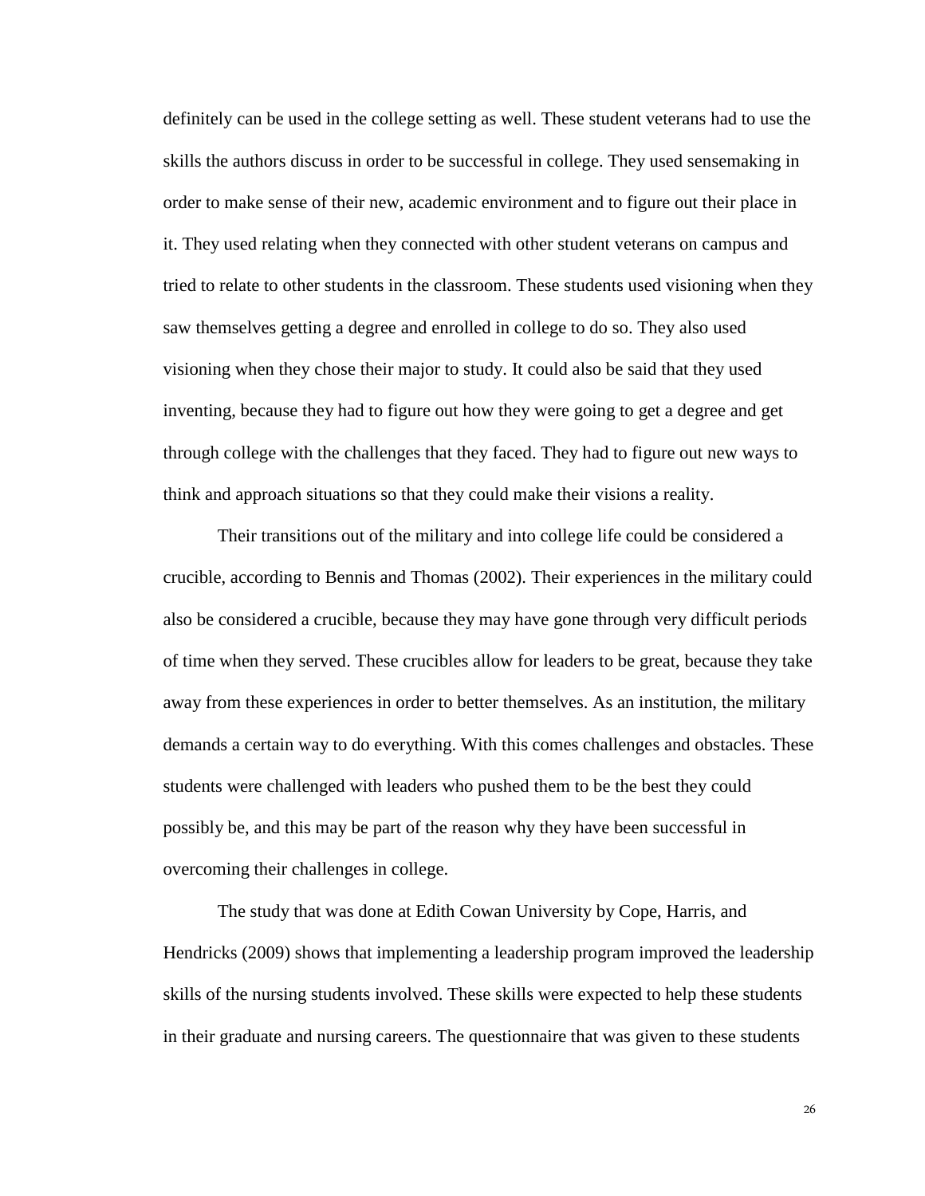definitely can be used in the college setting as well. These student veterans had to use the skills the authors discuss in order to be successful in college. They used sensemaking in order to make sense of their new, academic environment and to figure out their place in it. They used relating when they connected with other student veterans on campus and tried to relate to other students in the classroom. These students used visioning when they saw themselves getting a degree and enrolled in college to do so. They also used visioning when they chose their major to study. It could also be said that they used inventing, because they had to figure out how they were going to get a degree and get through college with the challenges that they faced. They had to figure out new ways to think and approach situations so that they could make their visions a reality.

Their transitions out of the military and into college life could be considered a crucible, according to Bennis and Thomas (2002). Their experiences in the military could also be considered a crucible, because they may have gone through very difficult periods of time when they served. These crucibles allow for leaders to be great, because they take away from these experiences in order to better themselves. As an institution, the military demands a certain way to do everything. With this comes challenges and obstacles. These students were challenged with leaders who pushed them to be the best they could possibly be, and this may be part of the reason why they have been successful in overcoming their challenges in college.

The study that was done at Edith Cowan University by Cope, Harris, and Hendricks (2009) shows that implementing a leadership program improved the leadership skills of the nursing students involved. These skills were expected to help these students in their graduate and nursing careers. The questionnaire that was given to these students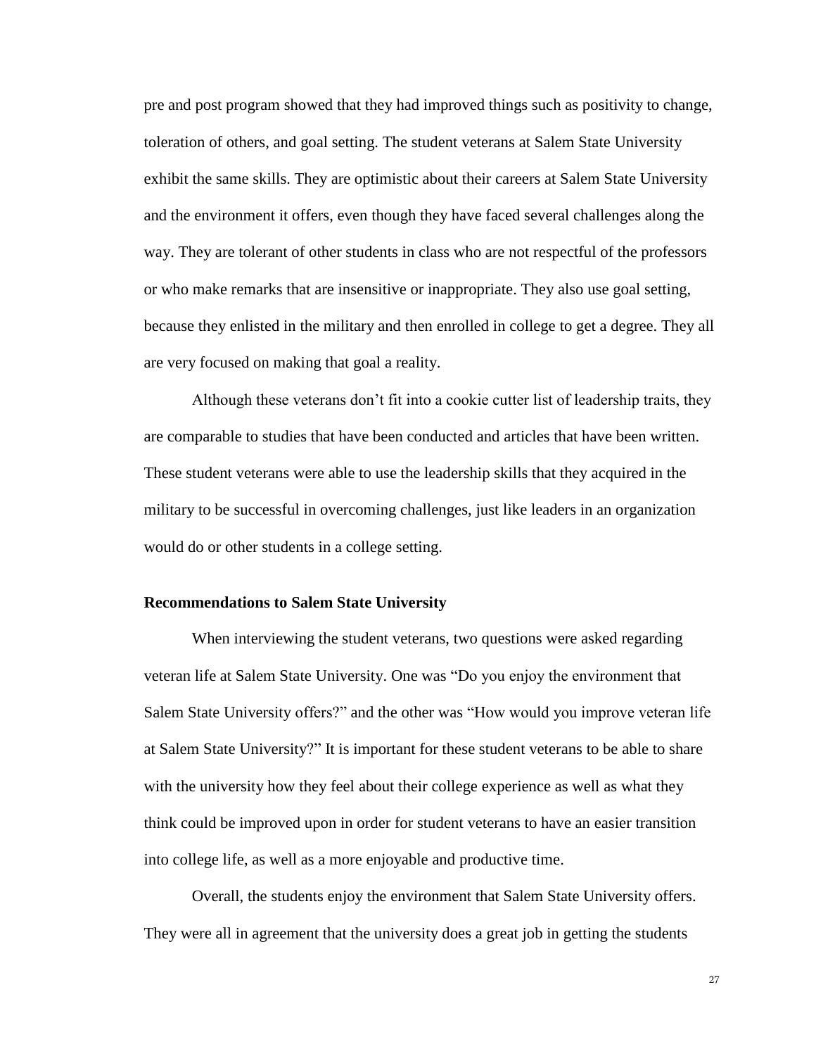pre and post program showed that they had improved things such as positivity to change, toleration of others, and goal setting. The student veterans at Salem State University exhibit the same skills. They are optimistic about their careers at Salem State University and the environment it offers, even though they have faced several challenges along the way. They are tolerant of other students in class who are not respectful of the professors or who make remarks that are insensitive or inappropriate. They also use goal setting, because they enlisted in the military and then enrolled in college to get a degree. They all are very focused on making that goal a reality.

Although these veterans don't fit into a cookie cutter list of leadership traits, they are comparable to studies that have been conducted and articles that have been written. These student veterans were able to use the leadership skills that they acquired in the military to be successful in overcoming challenges, just like leaders in an organization would do or other students in a college setting.

**Recommendations to Salem State University**

When interviewing the student veterans, two questions were asked regarding veteran life at Salem State University. One was "Do you enjoy the environment that Salem State University offers?" and the other was "How would you improve veteran life at Salem State University?" It is important for these student veterans to be able to share with the university how they feel about their college experience as well as what they think could be improved upon in order for student veterans to have an easier transition into college life, as well as a more enjoyable and productive time.

Overall, the students enjoy the environment that Salem State University offers. They were all in agreement that the university does a great job in getting the students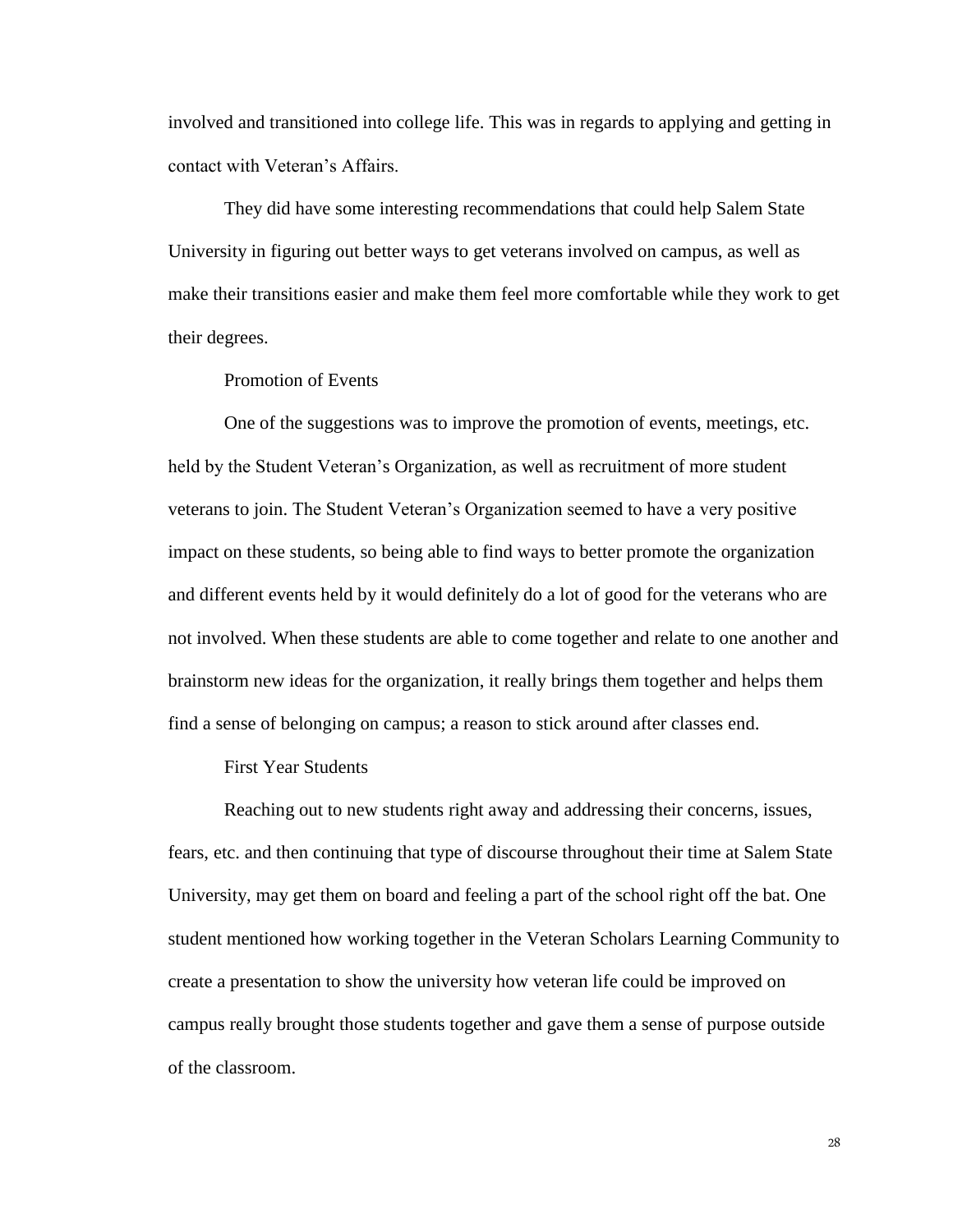involved and transitioned into college life. This was in regards to applying and getting in contact with Veteran's Affairs.

They did have some interesting recommendations that could help Salem State University in figuring out better ways to get veterans involved on campus, as well as make their transitions easier and make them feel more comfortable while they work to get their degrees.

### Promotion of Events

One of the suggestions was to improve the promotion of events, meetings, etc. held by the Student Veteran's Organization, as well as recruitment of more student veterans to join. The Student Veteran's Organization seemed to have a very positive impact on these students, so being able to find ways to better promote the organization and different events held by it would definitely do a lot of good for the veterans who are not involved. When these students are able to come together and relate to one another and brainstorm new ideas for the organization, it really brings them together and helps them find a sense of belonging on campus; a reason to stick around after classes end.

### First Year Students

Reaching out to new students right away and addressing their concerns, issues, fears, etc. and then continuing that type of discourse throughout their time at Salem State University, may get them on board and feeling a part of the school right off the bat. One student mentioned how working together in the Veteran Scholars Learning Community to create a presentation to show the university how veteran life could be improved on campus really brought those students together and gave them a sense of purpose outside of the classroom.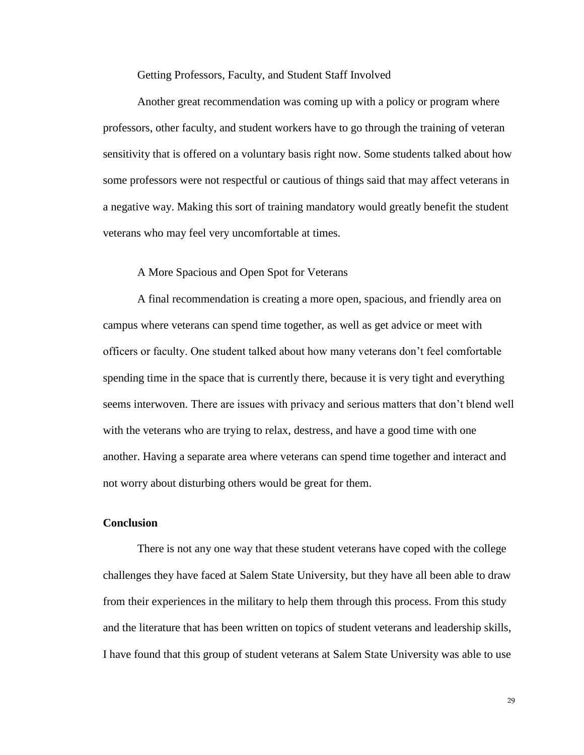### Getting Professors, Faculty, and Student Staff Involved

Another great recommendation was coming up with a policy or program where professors, other faculty, and student workers have to go through the training of veteran sensitivity that is offered on a voluntary basis right now. Some students talked about how some professors were not respectful or cautious of things said that may affect veterans in a negative way. Making this sort of training mandatory would greatly benefit the student veterans who may feel very uncomfortable at times.

### A More Spacious and Open Spot for Veterans

A final recommendation is creating a more open, spacious, and friendly area on campus where veterans can spend time together, as well as get advice or meet with officers or faculty. One student talked about how many veterans don't feel comfortable spending time in the space that is currently there, because it is very tight and everything seems interwoven. There are issues with privacy and serious matters that don't blend well with the veterans who are trying to relax, destress, and have a good time with one another. Having a separate area where veterans can spend time together and interact and not worry about disturbing others would be great for them.

## Conclusion

There is not any one way that these student veterans have coped with the college challenges they have faced at Salem State University, but they have all been able to draw from their experiences in the military to help them through this process. From this study and the literature that has been written on topics of student veterans and leadership skills, I have found that this group of student veterans at Salem State University was able to use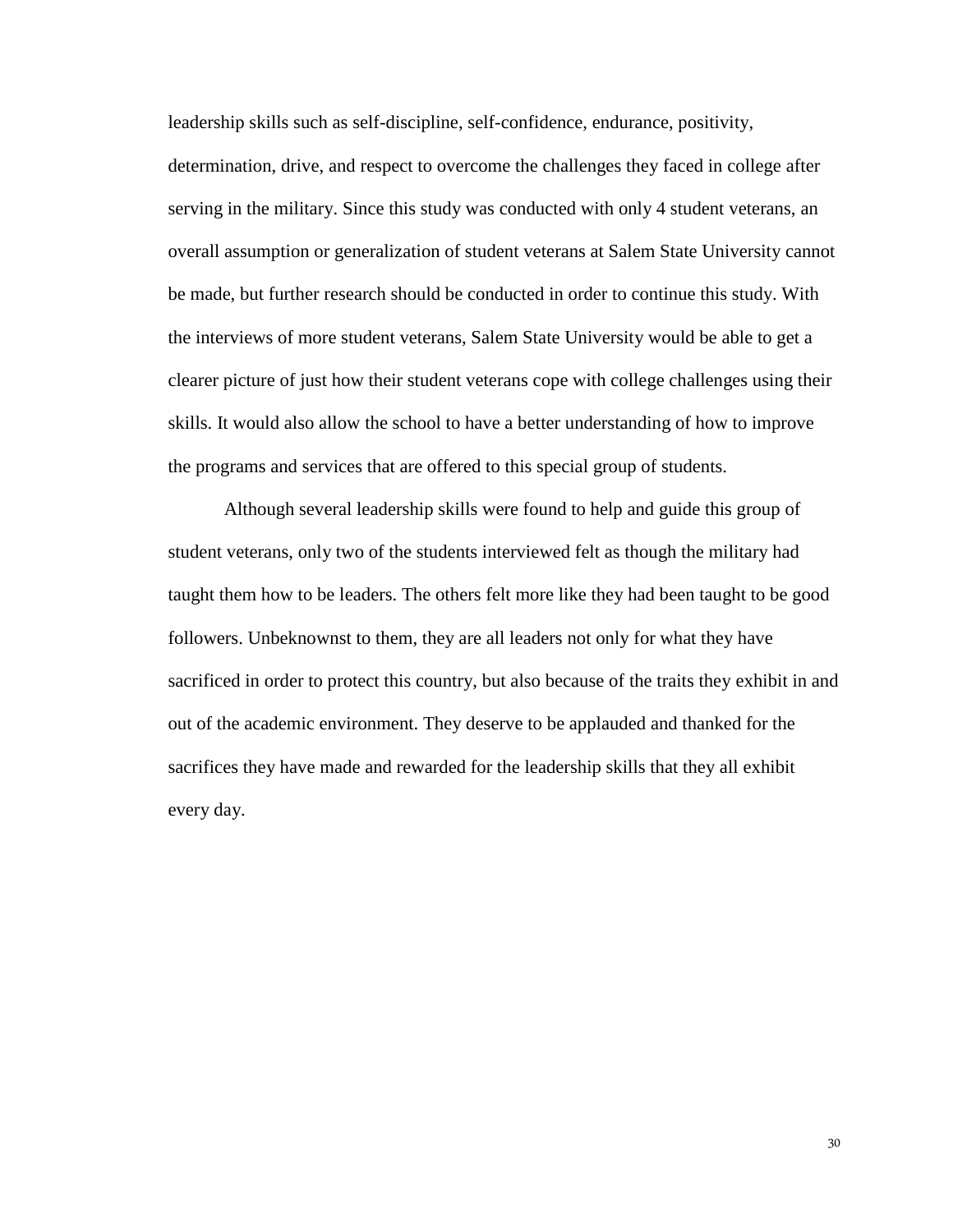leadership skills such as self-discipline, self-confidence, endurance, positivity, determination, drive, and respect to overcome the challenges they faced in college after serving in the military. Since this study was conducted with only 4 student veterans, an overall assumption or generalization of student veterans at Salem State University cannot be made, but further research should be conducted in order to continue this study. With the interviews of more student veterans, Salem State University would be able to get a clearer picture of just how their student veterans cope with college challenges using their skills. It would also allow the school to have a better understanding of how to improve the programs and services that are offered to this special group of students.

Although several leadership skills were found to help and guide this group of student veterans, only two of the students interviewed felt as though the military had taught them how to be leaders. The others felt more like they had been taught to be good followers. Unbeknownst to them, they are all leaders not only for what they have sacrificed in order to protect this country, but also because of the traits they exhibit in and out of the academic environment. They deserve to be applauded and thanked for the sacrifices they have made and rewarded for the leadership skills that they all exhibit every day.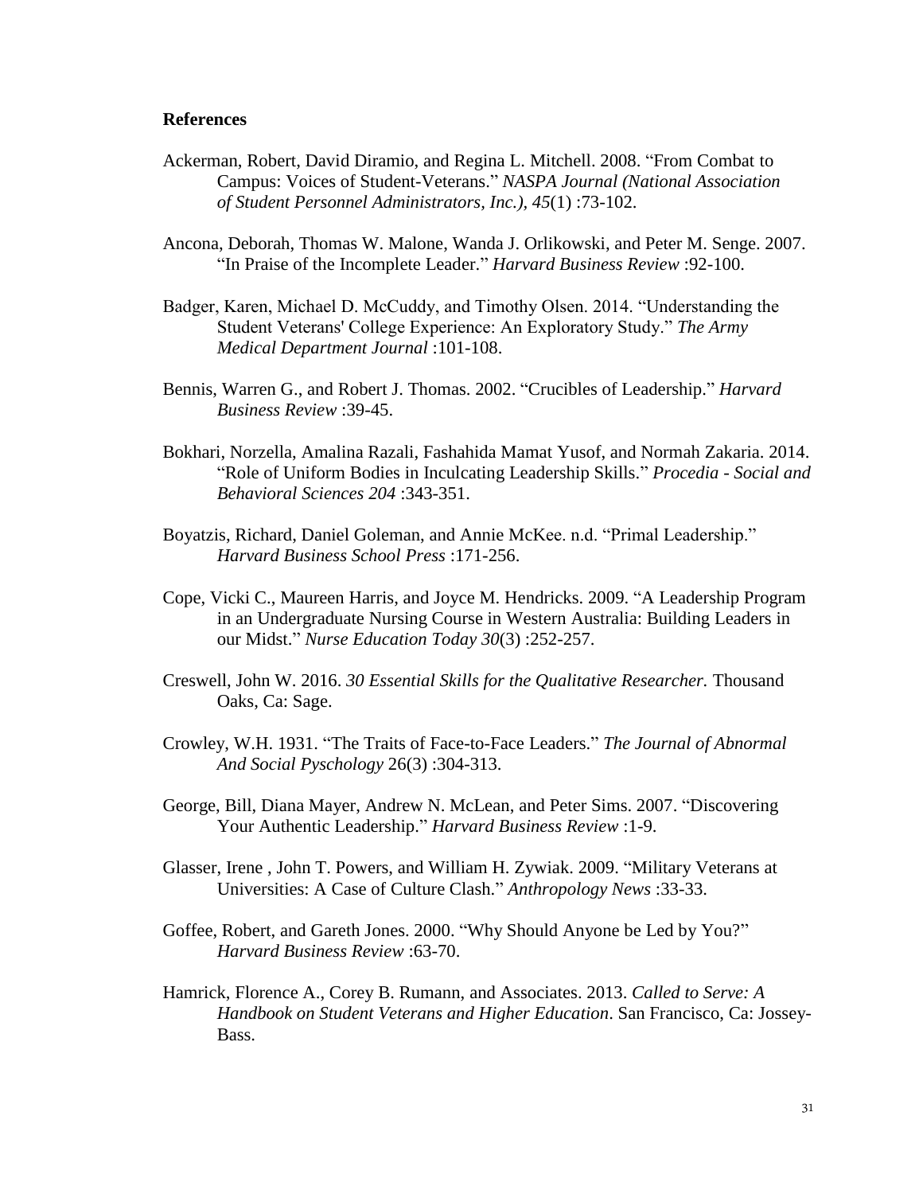**References**

Ackerman, Robert, David Diramio, and Regina L. Mitchell. 2008. "From Combat to Campus: Voices of Student-Veterans." *NASPA Journal (National Association of Student Personnel Administrators, Inc.)*, *45*(1) :73-102.

Ancona, Deborah, Thomas W. Malone, Wanda J. Orlikowski, and Peter M. Senge. 2007. "In Praise of the Incomplete Leader." *Harvard Business Review* :92-100.

Badger, Karen, Michael D. McCuddy, and Timothy Olsen. 2014. "Understanding the Student Veterans' College Experience: An Exploratory Study." *The Army Medical Department Journal* :101-108.

Bennis, Warren G., and Robert J. Thomas. 2002. "Crucibles of Leadership." *Harvard Business Review* :39-45.

Bokhari, Norzella, Amalina Razali, Fashahida Mamat Yusof, and Normah Zakaria. 2014. "Role of Uniform Bodies in Inculcating Leadership Skills." *Procedia - Social and Behavioral Sciences 204* :343-351.

Boyatzis, Richard, Daniel Goleman, and Annie McKee. n.d. "Primal Leadership." *Harvard Business School Press* :171-256.

Cope, Vicki C., Maureen Harris, and Joyce M. Hendricks. 2009. "A Leadership Program in an Undergraduate Nursing Course in Western Australia: Building Leaders in our Midst." *Nurse Education Today 30*(3) :252-257.

Creswell, John W. 2016. *30 Essential Skills for the Qualitative Researcher.* Thousand Oaks, Ca: Sage.

Crowley, W.H. 1931. "The Traits of Face-to-Face Leaders." *The Journal of Abnormal And Social Pyschology* 26(3) :304-313.

George, Bill, Diana Mayer, Andrew N. McLean, and Peter Sims. 2007. "Discovering Your Authentic Leadership." *Harvard Business Review* :1-9.

Glasser, Irene , John T. Powers, and William H. Zywiak. 2009. "Military Veterans at Universities: A Case of Culture Clash." *Anthropology News* :33-33.

Goffee, Robert, and Gareth Jones. 2000. "Why Should Anyone be Led by You?" *Harvard Business Review* :63-70.

Hamrick, Florence A., Corey B. Rumann, and Associates. 2013. *Called to Serve: A Handbook on Student Veterans and Higher Education*. San Francisco, Ca: Jossey-Bass.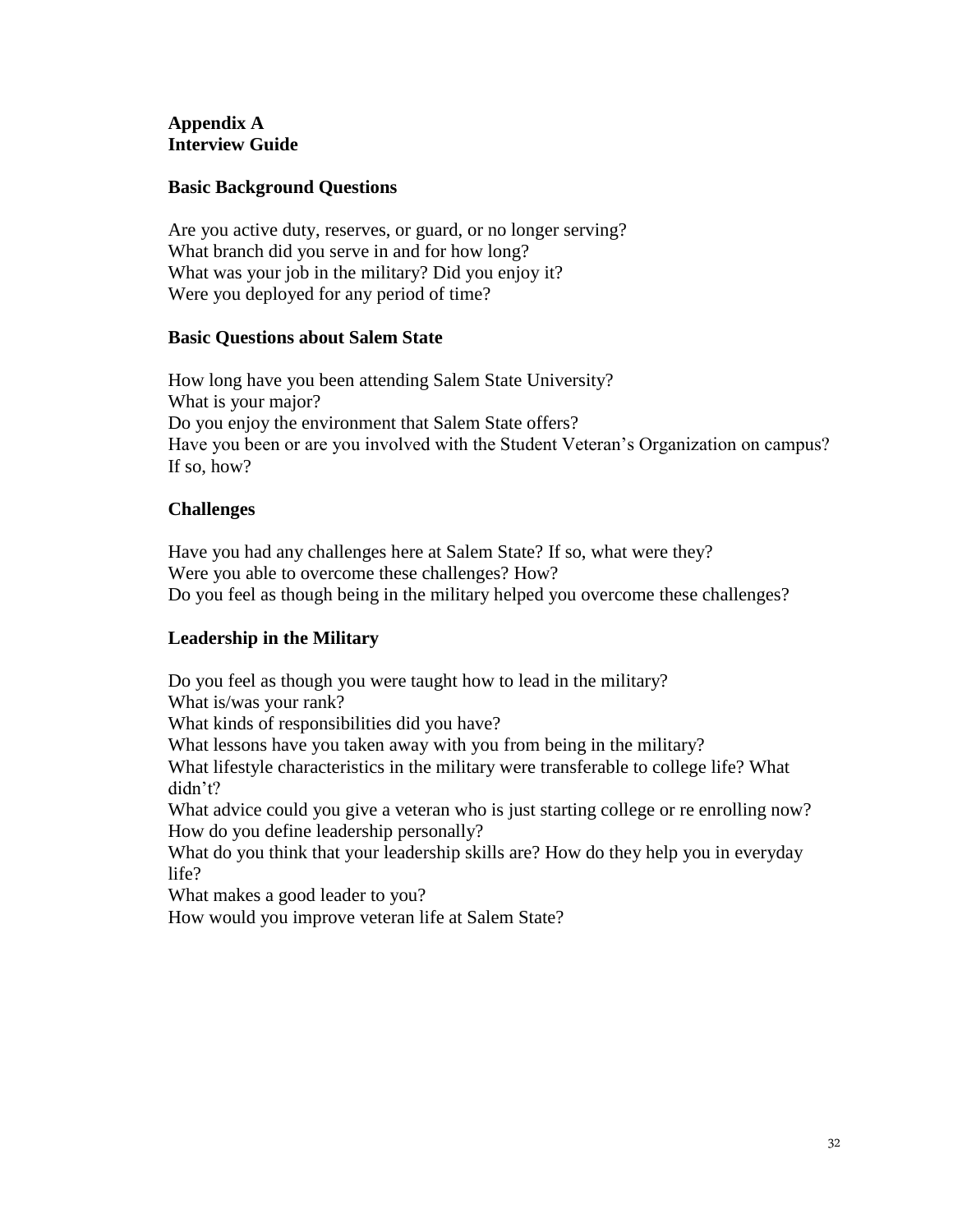**Appendix A**
**Interview Guide**

**Basic Background Questions**

Are you active duty, reserves, or guard, or no longer serving?
What branch did you serve in and for how long?
What was your job in the military? Did you enjoy it?
Were you deployed for any period of time?

**Basic Questions about Salem State**

How long have you been attending Salem State University?
What is your major?
Do you enjoy the environment that Salem State offers?
Have you been or are you involved with the Student Veteran's Organization on campus? If so, how?

**Challenges**

Have you had any challenges here at Salem State? If so, what were they?
Were you able to overcome these challenges? How?
Do you feel as though being in the military helped you overcome these challenges?

**Leadership in the Military**

Do you feel as though you were taught how to lead in the military?
What is/was your rank?
What kinds of responsibilities did you have?
What lessons have you taken away with you from being in the military?
What lifestyle characteristics in the military were transferable to college life? What didn't?
What advice could you give a veteran who is just starting college or re enrolling now?
How do you define leadership personally?
What do you think that your leadership skills are? How do they help you in everyday life?
What makes a good leader to you?
How would you improve veteran life at Salem State?